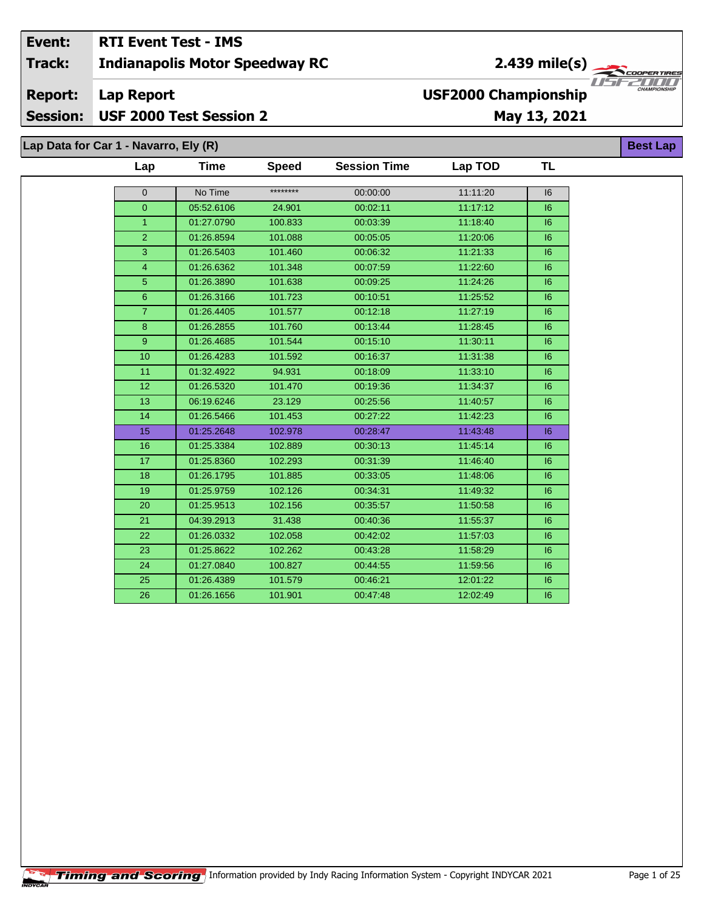| | |
|---|---|
| **Event:** | **RTI Event Test - IMS** |
| **Track:** | **Indianapolis Motor Speedway RC** — **2.439 mile(s)** |
| **Report:** | **Lap Report** — **USF2000 Championship** |
| **Session:** | **USF 2000 Test Session 2** — **May 13, 2021** |

## Lap Data for Car 1 - Navarro, Ely (R)

Best Lap

| Lap | Time | Speed | Session Time | Lap TOD | TL |
|---|---|---|---|---|---|
| 0 | No Time | ******** | 00:00:00 | 11:11:20 | I6 |
| 0 | 05:52.6106 | 24.901 | 00:02:11 | 11:17:12 | I6 |
| 1 | 01:27.0790 | 100.833 | 00:03:39 | 11:18:40 | I6 |
| 2 | 01:26.8594 | 101.088 | 00:05:05 | 11:20:06 | I6 |
| 3 | 01:26.5403 | 101.460 | 00:06:32 | 11:21:33 | I6 |
| 4 | 01:26.6362 | 101.348 | 00:07:59 | 11:22:60 | I6 |
| 5 | 01:26.3890 | 101.638 | 00:09:25 | 11:24:26 | I6 |
| 6 | 01:26.3166 | 101.723 | 00:10:51 | 11:25:52 | I6 |
| 7 | 01:26.4405 | 101.577 | 00:12:18 | 11:27:19 | I6 |
| 8 | 01:26.2855 | 101.760 | 00:13:44 | 11:28:45 | I6 |
| 9 | 01:26.4685 | 101.544 | 00:15:10 | 11:30:11 | I6 |
| 10 | 01:26.4283 | 101.592 | 00:16:37 | 11:31:38 | I6 |
| 11 | 01:32.4922 | 94.931 | 00:18:09 | 11:33:10 | I6 |
| 12 | 01:26.5320 | 101.470 | 00:19:36 | 11:34:37 | I6 |
| 13 | 06:19.6246 | 23.129 | 00:25:56 | 11:40:57 | I6 |
| 14 | 01:26.5466 | 101.453 | 00:27:22 | 11:42:23 | I6 |
| 15 | 01:25.2648 | 102.978 | 00:28:47 | 11:43:48 | I6 |
| 16 | 01:25.3384 | 102.889 | 00:30:13 | 11:45:14 | I6 |
| 17 | 01:25.8360 | 102.293 | 00:31:39 | 11:46:40 | I6 |
| 18 | 01:26.1795 | 101.885 | 00:33:05 | 11:48:06 | I6 |
| 19 | 01:25.9759 | 102.126 | 00:34:31 | 11:49:32 | I6 |
| 20 | 01:25.9513 | 102.156 | 00:35:57 | 11:50:58 | I6 |
| 21 | 04:39.2913 | 31.438 | 00:40:36 | 11:55:37 | I6 |
| 22 | 01:26.0332 | 102.058 | 00:42:02 | 11:57:03 | I6 |
| 23 | 01:25.8622 | 102.262 | 00:43:28 | 11:58:29 | I6 |
| 24 | 01:27.0840 | 100.827 | 00:44:55 | 11:59:56 | I6 |
| 25 | 01:26.4389 | 101.579 | 00:46:21 | 12:01:22 | I6 |
| 26 | 01:26.1656 | 101.901 | 00:47:48 | 12:02:49 | I6 |

Information provided by Indy Racing Information System - Copyright INDYCAR 2021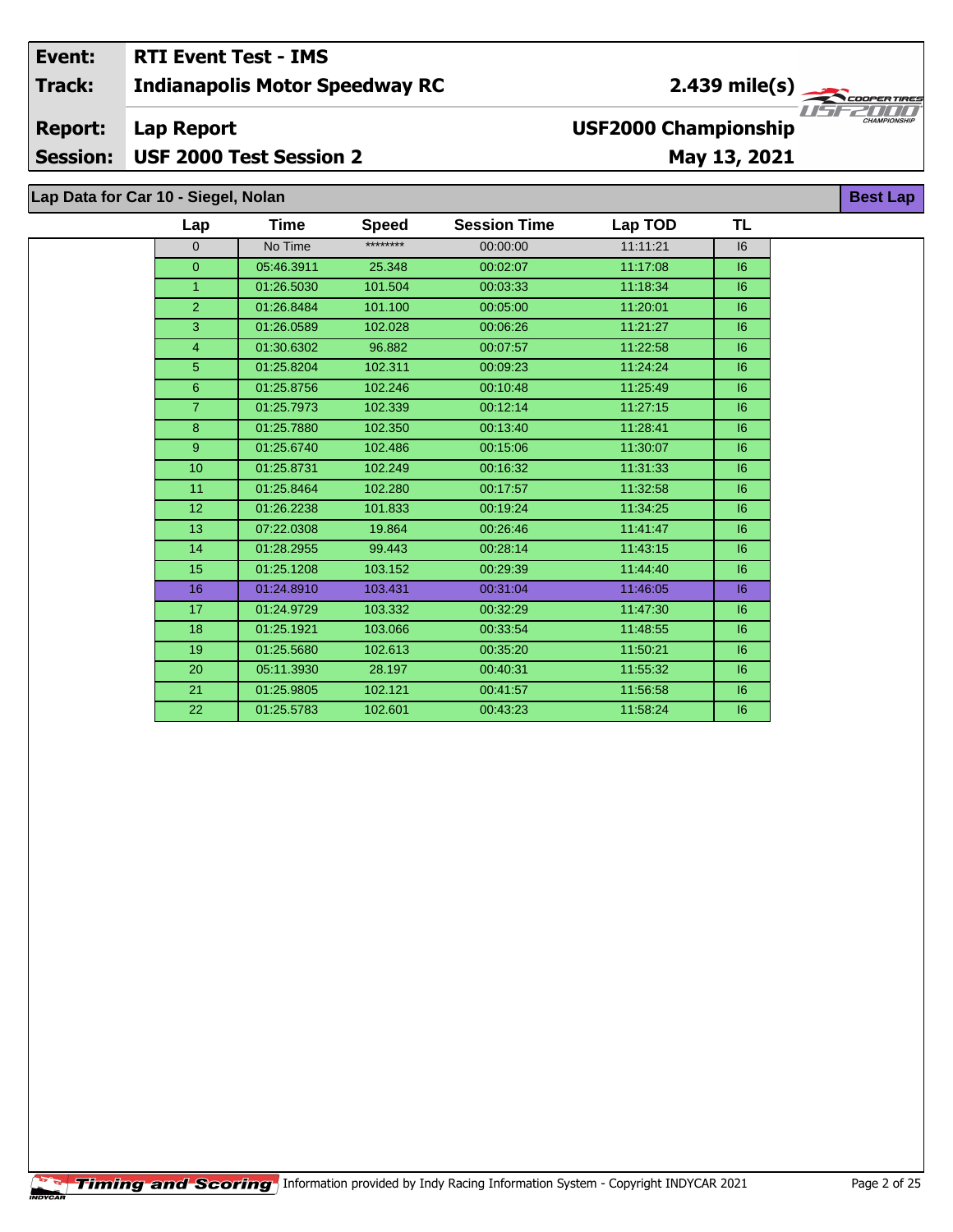| Event: | RTI Event Test - IMS | |
|---|---|---|
| Track: | Indianapolis Motor Speedway RC | 2.439 mile(s) |
| Report: | Lap Report | USF2000 Championship |
| Session: | USF 2000 Test Session 2 | May 13, 2021 |

**Lap Data for Car 10 - Siegel, Nolan** — Best Lap

| Lap | Time | Speed | Session Time | Lap TOD | TL |
|---|---|---|---|---|---|
| 0 | No Time | ******** | 00:00:00 | 11:11:21 | I6 |
| 0 | 05:46.3911 | 25.348 | 00:02:07 | 11:17:08 | I6 |
| 1 | 01:26.5030 | 101.504 | 00:03:33 | 11:18:34 | I6 |
| 2 | 01:26.8484 | 101.100 | 00:05:00 | 11:20:01 | I6 |
| 3 | 01:26.0589 | 102.028 | 00:06:26 | 11:21:27 | I6 |
| 4 | 01:30.6302 | 96.882 | 00:07:57 | 11:22:58 | I6 |
| 5 | 01:25.8204 | 102.311 | 00:09:23 | 11:24:24 | I6 |
| 6 | 01:25.8756 | 102.246 | 00:10:48 | 11:25:49 | I6 |
| 7 | 01:25.7973 | 102.339 | 00:12:14 | 11:27:15 | I6 |
| 8 | 01:25.7880 | 102.350 | 00:13:40 | 11:28:41 | I6 |
| 9 | 01:25.6740 | 102.486 | 00:15:06 | 11:30:07 | I6 |
| 10 | 01:25.8731 | 102.249 | 00:16:32 | 11:31:33 | I6 |
| 11 | 01:25.8464 | 102.280 | 00:17:57 | 11:32:58 | I6 |
| 12 | 01:26.2238 | 101.833 | 00:19:24 | 11:34:25 | I6 |
| 13 | 07:22.0308 | 19.864 | 00:26:46 | 11:41:47 | I6 |
| 14 | 01:28.2955 | 99.443 | 00:28:14 | 11:43:15 | I6 |
| 15 | 01:25.1208 | 103.152 | 00:29:39 | 11:44:40 | I6 |
| 16 | 01:24.8910 | 103.431 | 00:31:04 | 11:46:05 | I6 |
| 17 | 01:24.9729 | 103.332 | 00:32:29 | 11:47:30 | I6 |
| 18 | 01:25.1921 | 103.066 | 00:33:54 | 11:48:55 | I6 |
| 19 | 01:25.5680 | 102.613 | 00:35:20 | 11:50:21 | I6 |
| 20 | 05:11.3930 | 28.197 | 00:40:31 | 11:55:32 | I6 |
| 21 | 01:25.9805 | 102.121 | 00:41:57 | 11:56:58 | I6 |
| 22 | 01:25.5783 | 102.601 | 00:43:23 | 11:58:24 | I6 |

Timing and Scoring — Information provided by Indy Racing Information System - Copyright INDYCAR 2021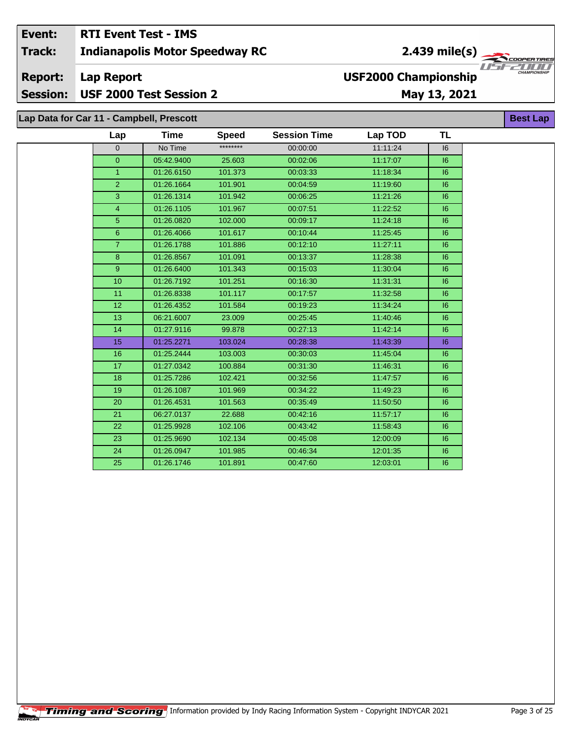| | | | |
|---|---|---|---|
| **Event:** | **RTI Event Test - IMS** | | |
| **Track:** | **Indianapolis Motor Speedway RC** | **2.439 mile(s)** | |
| **Report:** | **Lap Report** | **USF2000 Championship** | |
| **Session:** | **USF 2000 Test Session 2** | **May 13, 2021** | |

## Lap Data for Car 11 - Campbell, Prescott

**Best Lap**

| Lap | Time | Speed | Session Time | Lap TOD | TL |
|---|---|---|---|---|---|
| 0 | No Time | ******** | 00:00:00 | 11:11:24 | I6 |
| 0 | 05:42.9400 | 25.603 | 00:02:06 | 11:17:07 | I6 |
| 1 | 01:26.6150 | 101.373 | 00:03:33 | 11:18:34 | I6 |
| 2 | 01:26.1664 | 101.901 | 00:04:59 | 11:19:60 | I6 |
| 3 | 01:26.1314 | 101.942 | 00:06:25 | 11:21:26 | I6 |
| 4 | 01:26.1105 | 101.967 | 00:07:51 | 11:22:52 | I6 |
| 5 | 01:26.0820 | 102.000 | 00:09:17 | 11:24:18 | I6 |
| 6 | 01:26.4066 | 101.617 | 00:10:44 | 11:25:45 | I6 |
| 7 | 01:26.1788 | 101.886 | 00:12:10 | 11:27:11 | I6 |
| 8 | 01:26.8567 | 101.091 | 00:13:37 | 11:28:38 | I6 |
| 9 | 01:26.6400 | 101.343 | 00:15:03 | 11:30:04 | I6 |
| 10 | 01:26.7192 | 101.251 | 00:16:30 | 11:31:31 | I6 |
| 11 | 01:26.8338 | 101.117 | 00:17:57 | 11:32:58 | I6 |
| 12 | 01:26.4352 | 101.584 | 00:19:23 | 11:34:24 | I6 |
| 13 | 06:21.6007 | 23.009 | 00:25:45 | 11:40:46 | I6 |
| 14 | 01:27.9116 | 99.878 | 00:27:13 | 11:42:14 | I6 |
| 15 | 01:25.2271 | 103.024 | 00:28:38 | 11:43:39 | I6 |
| 16 | 01:25.2444 | 103.003 | 00:30:03 | 11:45:04 | I6 |
| 17 | 01:27.0342 | 100.884 | 00:31:30 | 11:46:31 | I6 |
| 18 | 01:25.7286 | 102.421 | 00:32:56 | 11:47:57 | I6 |
| 19 | 01:26.1087 | 101.969 | 00:34:22 | 11:49:23 | I6 |
| 20 | 01:26.4531 | 101.563 | 00:35:49 | 11:50:50 | I6 |
| 21 | 06:27.0137 | 22.688 | 00:42:16 | 11:57:17 | I6 |
| 22 | 01:25.9928 | 102.106 | 00:43:42 | 11:58:43 | I6 |
| 23 | 01:25.9690 | 102.134 | 00:45:08 | 12:00:09 | I6 |
| 24 | 01:26.0947 | 101.985 | 00:46:34 | 12:01:35 | I6 |
| 25 | 01:26.1746 | 101.891 | 00:47:60 | 12:03:01 | I6 |

Timing and Scoring Information provided by Indy Racing Information System - Copyright INDYCAR 2021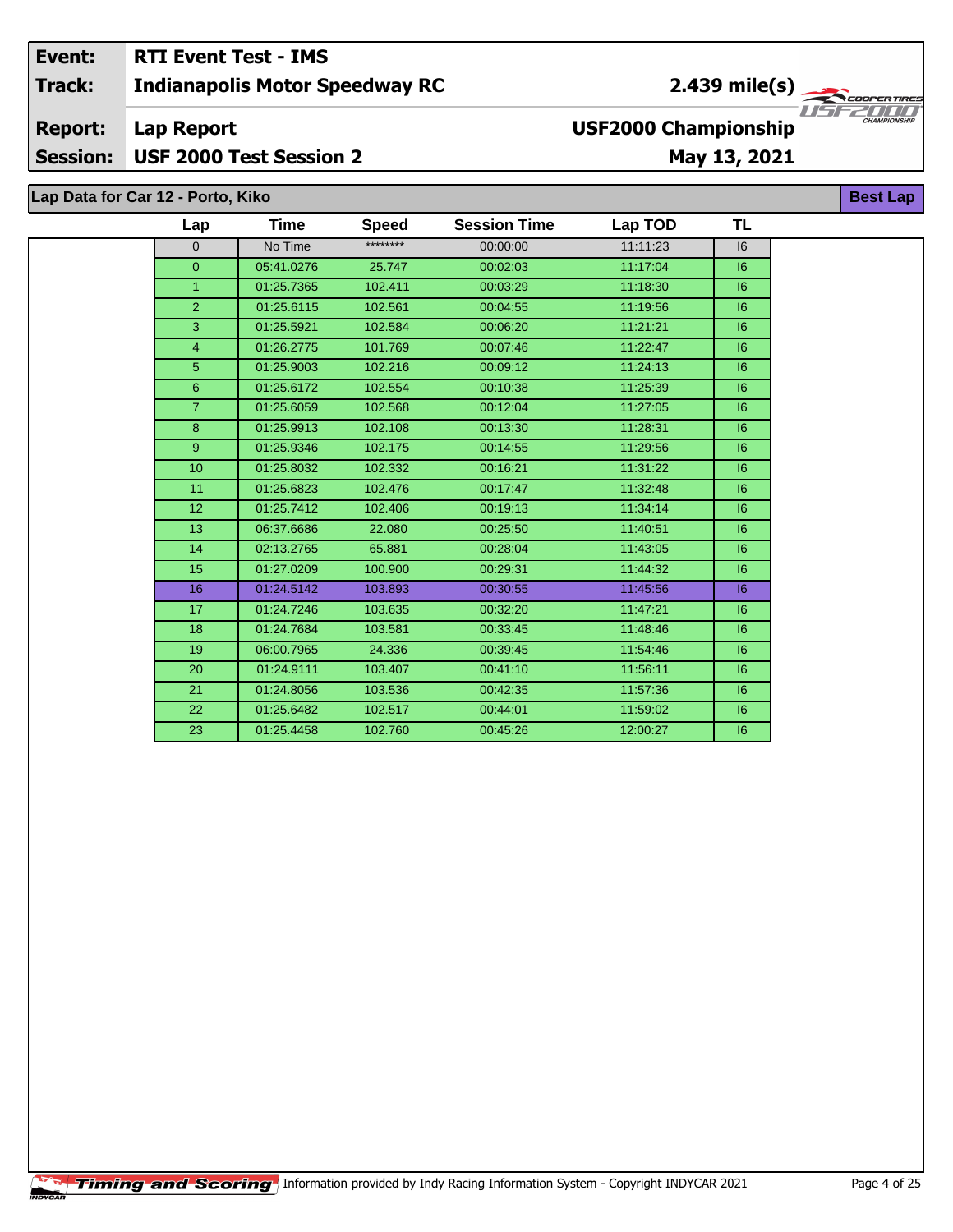| Event: | RTI Event Test - IMS | |
|---|---|---|
| Track: | Indianapolis Motor Speedway RC | 2.439 mile(s) |
| Report: | Lap Report | USF2000 Championship |
| Session: | USF 2000 Test Session 2 | May 13, 2021 |

## Lap Data for Car 12 - Porto, Kiko

Best Lap

| Lap | Time | Speed | Session Time | Lap TOD | TL |
|---|---|---|---|---|---|
| 0 | No Time | ******** | 00:00:00 | 11:11:23 | I6 |
| 0 | 05:41.0276 | 25.747 | 00:02:03 | 11:17:04 | I6 |
| 1 | 01:25.7365 | 102.411 | 00:03:29 | 11:18:30 | I6 |
| 2 | 01:25.6115 | 102.561 | 00:04:55 | 11:19:56 | I6 |
| 3 | 01:25.5921 | 102.584 | 00:06:20 | 11:21:21 | I6 |
| 4 | 01:26.2775 | 101.769 | 00:07:46 | 11:22:47 | I6 |
| 5 | 01:25.9003 | 102.216 | 00:09:12 | 11:24:13 | I6 |
| 6 | 01:25.6172 | 102.554 | 00:10:38 | 11:25:39 | I6 |
| 7 | 01:25.6059 | 102.568 | 00:12:04 | 11:27:05 | I6 |
| 8 | 01:25.9913 | 102.108 | 00:13:30 | 11:28:31 | I6 |
| 9 | 01:25.9346 | 102.175 | 00:14:55 | 11:29:56 | I6 |
| 10 | 01:25.8032 | 102.332 | 00:16:21 | 11:31:22 | I6 |
| 11 | 01:25.6823 | 102.476 | 00:17:47 | 11:32:48 | I6 |
| 12 | 01:25.7412 | 102.406 | 00:19:13 | 11:34:14 | I6 |
| 13 | 06:37.6686 | 22.080 | 00:25:50 | 11:40:51 | I6 |
| 14 | 02:13.2765 | 65.881 | 00:28:04 | 11:43:05 | I6 |
| 15 | 01:27.0209 | 100.900 | 00:29:31 | 11:44:32 | I6 |
| 16 | 01:24.5142 | 103.893 | 00:30:55 | 11:45:56 | I6 |
| 17 | 01:24.7246 | 103.635 | 00:32:20 | 11:47:21 | I6 |
| 18 | 01:24.7684 | 103.581 | 00:33:45 | 11:48:46 | I6 |
| 19 | 06:00.7965 | 24.336 | 00:39:45 | 11:54:46 | I6 |
| 20 | 01:24.9111 | 103.407 | 00:41:10 | 11:56:11 | I6 |
| 21 | 01:24.8056 | 103.536 | 00:42:35 | 11:57:36 | I6 |
| 22 | 01:25.6482 | 102.517 | 00:44:01 | 11:59:02 | I6 |
| 23 | 01:25.4458 | 102.760 | 00:45:26 | 12:00:27 | I6 |

Timing and Scoring Information provided by Indy Racing Information System - Copyright INDYCAR 2021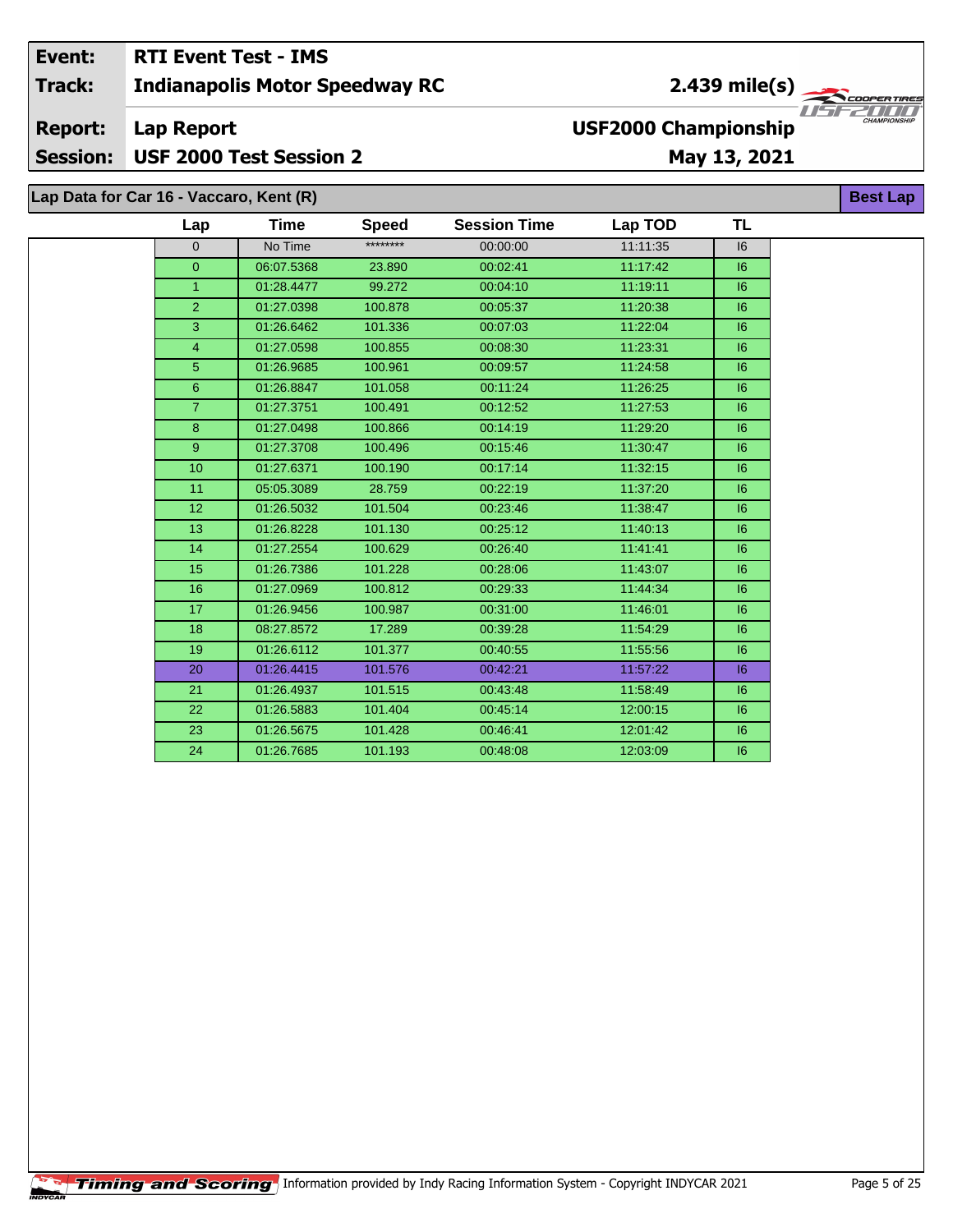| Event: | RTI Event Test - IMS | |
|---|---|---|
| Track: | Indianapolis Motor Speedway RC | 2.439 mile(s) |
| Report: | Lap Report | USF2000 Championship |
| Session: | USF 2000 Test Session 2 | May 13, 2021 |

## Lap Data for Car 16 - Vaccaro, Kent (R)

**Best Lap**

| Lap | Time | Speed | Session Time | Lap TOD | TL |
|---|---|---|---|---|---|
| 0 | No Time | ******** | 00:00:00 | 11:11:35 | I6 |
| 0 | 06:07.5368 | 23.890 | 00:02:41 | 11:17:42 | I6 |
| 1 | 01:28.4477 | 99.272 | 00:04:10 | 11:19:11 | I6 |
| 2 | 01:27.0398 | 100.878 | 00:05:37 | 11:20:38 | I6 |
| 3 | 01:26.6462 | 101.336 | 00:07:03 | 11:22:04 | I6 |
| 4 | 01:27.0598 | 100.855 | 00:08:30 | 11:23:31 | I6 |
| 5 | 01:26.9685 | 100.961 | 00:09:57 | 11:24:58 | I6 |
| 6 | 01:26.8847 | 101.058 | 00:11:24 | 11:26:25 | I6 |
| 7 | 01:27.3751 | 100.491 | 00:12:52 | 11:27:53 | I6 |
| 8 | 01:27.0498 | 100.866 | 00:14:19 | 11:29:20 | I6 |
| 9 | 01:27.3708 | 100.496 | 00:15:46 | 11:30:47 | I6 |
| 10 | 01:27.6371 | 100.190 | 00:17:14 | 11:32:15 | I6 |
| 11 | 05:05.3089 | 28.759 | 00:22:19 | 11:37:20 | I6 |
| 12 | 01:26.5032 | 101.504 | 00:23:46 | 11:38:47 | I6 |
| 13 | 01:26.8228 | 101.130 | 00:25:12 | 11:40:13 | I6 |
| 14 | 01:27.2554 | 100.629 | 00:26:40 | 11:41:41 | I6 |
| 15 | 01:26.7386 | 101.228 | 00:28:06 | 11:43:07 | I6 |
| 16 | 01:27.0969 | 100.812 | 00:29:33 | 11:44:34 | I6 |
| 17 | 01:26.9456 | 100.987 | 00:31:00 | 11:46:01 | I6 |
| 18 | 08:27.8572 | 17.289 | 00:39:28 | 11:54:29 | I6 |
| 19 | 01:26.6112 | 101.377 | 00:40:55 | 11:55:56 | I6 |
| 20 | 01:26.4415 | 101.576 | 00:42:21 | 11:57:22 | I6 |
| 21 | 01:26.4937 | 101.515 | 00:43:48 | 11:58:49 | I6 |
| 22 | 01:26.5883 | 101.404 | 00:45:14 | 12:00:15 | I6 |
| 23 | 01:26.5675 | 101.428 | 00:46:41 | 12:01:42 | I6 |
| 24 | 01:26.7685 | 101.193 | 00:48:08 | 12:03:09 | I6 |

Timing and Scoring Information provided by Indy Racing Information System - Copyright INDYCAR 2021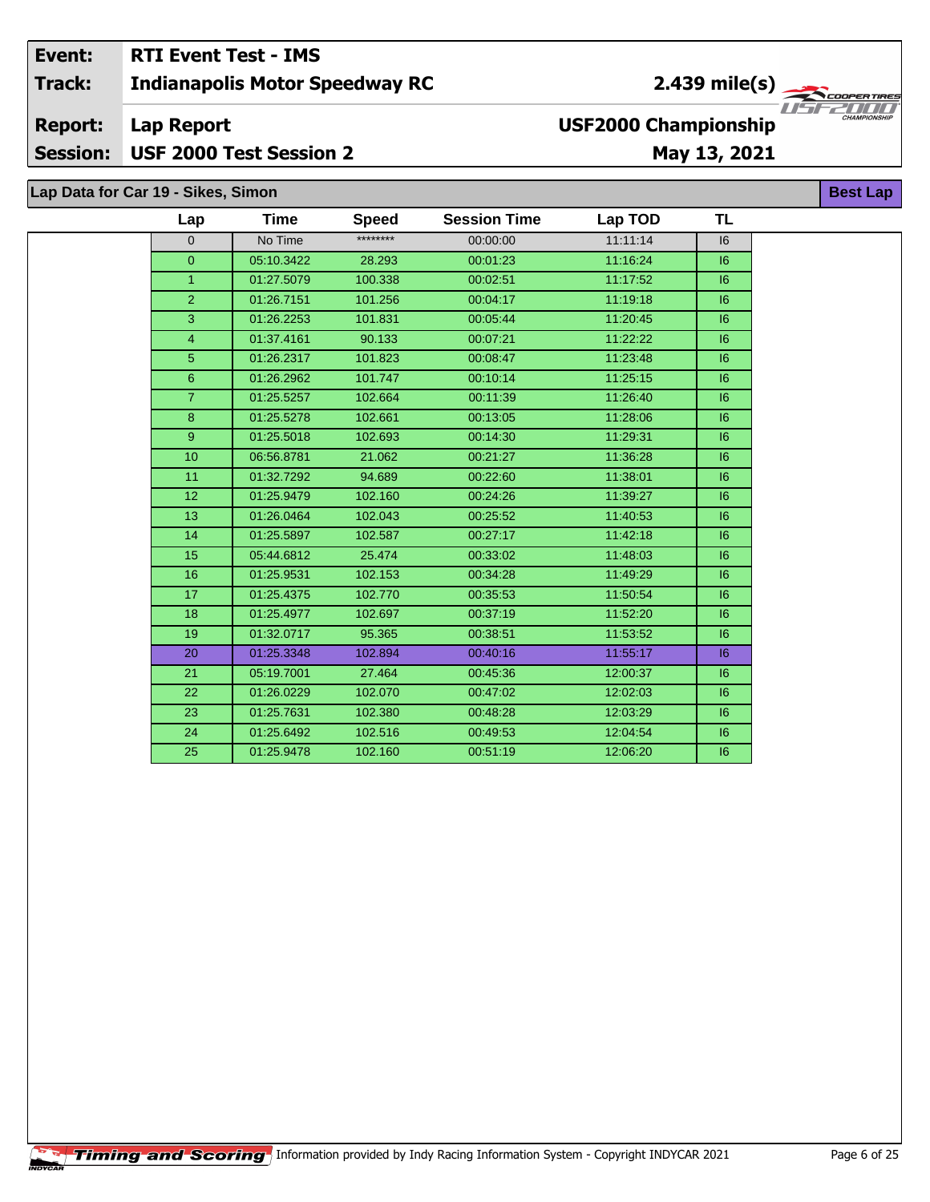| Event: | RTI Event Test - IMS | |
|---|---|---|
| Track: | Indianapolis Motor Speedway RC | 2.439 mile(s) |
| Report: | Lap Report | USF2000 Championship |
| Session: | USF 2000 Test Session 2 | May 13, 2021 |

## Lap Data for Car 19 - Sikes, Simon

**Best Lap**

| Lap | Time | Speed | Session Time | Lap TOD | TL |
|---|---|---|---|---|---|
| 0 | No Time | ******** | 00:00:00 | 11:11:14 | I6 |
| 0 | 05:10.3422 | 28.293 | 00:01:23 | 11:16:24 | I6 |
| 1 | 01:27.5079 | 100.338 | 00:02:51 | 11:17:52 | I6 |
| 2 | 01:26.7151 | 101.256 | 00:04:17 | 11:19:18 | I6 |
| 3 | 01:26.2253 | 101.831 | 00:05:44 | 11:20:45 | I6 |
| 4 | 01:37.4161 | 90.133 | 00:07:21 | 11:22:22 | I6 |
| 5 | 01:26.2317 | 101.823 | 00:08:47 | 11:23:48 | I6 |
| 6 | 01:26.2962 | 101.747 | 00:10:14 | 11:25:15 | I6 |
| 7 | 01:25.5257 | 102.664 | 00:11:39 | 11:26:40 | I6 |
| 8 | 01:25.5278 | 102.661 | 00:13:05 | 11:28:06 | I6 |
| 9 | 01:25.5018 | 102.693 | 00:14:30 | 11:29:31 | I6 |
| 10 | 06:56.8781 | 21.062 | 00:21:27 | 11:36:28 | I6 |
| 11 | 01:32.7292 | 94.689 | 00:22:60 | 11:38:01 | I6 |
| 12 | 01:25.9479 | 102.160 | 00:24:26 | 11:39:27 | I6 |
| 13 | 01:26.0464 | 102.043 | 00:25:52 | 11:40:53 | I6 |
| 14 | 01:25.5897 | 102.587 | 00:27:17 | 11:42:18 | I6 |
| 15 | 05:44.6812 | 25.474 | 00:33:02 | 11:48:03 | I6 |
| 16 | 01:25.9531 | 102.153 | 00:34:28 | 11:49:29 | I6 |
| 17 | 01:25.4375 | 102.770 | 00:35:53 | 11:50:54 | I6 |
| 18 | 01:25.4977 | 102.697 | 00:37:19 | 11:52:20 | I6 |
| 19 | 01:32.0717 | 95.365 | 00:38:51 | 11:53:52 | I6 |
| 20 | 01:25.3348 | 102.894 | 00:40:16 | 11:55:17 | I6 |
| 21 | 05:19.7001 | 27.464 | 00:45:36 | 12:00:37 | I6 |
| 22 | 01:26.0229 | 102.070 | 00:47:02 | 12:02:03 | I6 |
| 23 | 01:25.7631 | 102.380 | 00:48:28 | 12:03:29 | I6 |
| 24 | 01:25.6492 | 102.516 | 00:49:53 | 12:04:54 | I6 |
| 25 | 01:25.9478 | 102.160 | 00:51:19 | 12:06:20 | I6 |

Timing and Scoring Information provided by Indy Racing Information System - Copyright INDYCAR 2021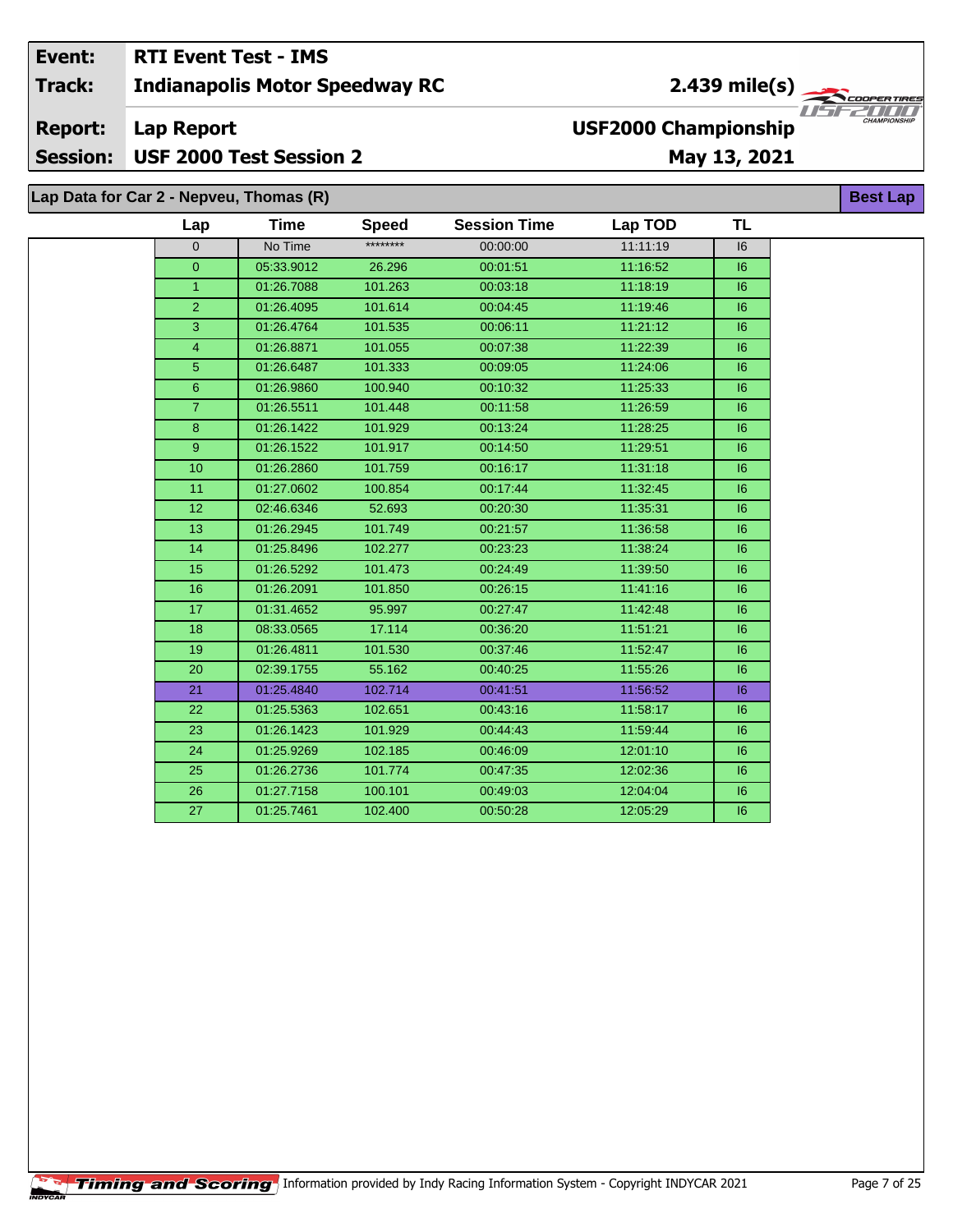| Event: | RTI Event Test - IMS | |
|---|---|---|
| Track: | Indianapolis Motor Speedway RC | 2.439 mile(s) |
| Report: | Lap Report | USF2000 Championship |
| Session: | USF 2000 Test Session 2 | May 13, 2021 |

## Lap Data for Car 2 - Nepveu, Thomas (R)

**Best Lap**

| Lap | Time | Speed | Session Time | Lap TOD | TL |
|---|---|---|---|---|---|
| 0 | No Time | ******** | 00:00:00 | 11:11:19 | I6 |
| 0 | 05:33.9012 | 26.296 | 00:01:51 | 11:16:52 | I6 |
| 1 | 01:26.7088 | 101.263 | 00:03:18 | 11:18:19 | I6 |
| 2 | 01:26.4095 | 101.614 | 00:04:45 | 11:19:46 | I6 |
| 3 | 01:26.4764 | 101.535 | 00:06:11 | 11:21:12 | I6 |
| 4 | 01:26.8871 | 101.055 | 00:07:38 | 11:22:39 | I6 |
| 5 | 01:26.6487 | 101.333 | 00:09:05 | 11:24:06 | I6 |
| 6 | 01:26.9860 | 100.940 | 00:10:32 | 11:25:33 | I6 |
| 7 | 01:26.5511 | 101.448 | 00:11:58 | 11:26:59 | I6 |
| 8 | 01:26.1422 | 101.929 | 00:13:24 | 11:28:25 | I6 |
| 9 | 01:26.1522 | 101.917 | 00:14:50 | 11:29:51 | I6 |
| 10 | 01:26.2860 | 101.759 | 00:16:17 | 11:31:18 | I6 |
| 11 | 01:27.0602 | 100.854 | 00:17:44 | 11:32:45 | I6 |
| 12 | 02:46.6346 | 52.693 | 00:20:30 | 11:35:31 | I6 |
| 13 | 01:26.2945 | 101.749 | 00:21:57 | 11:36:58 | I6 |
| 14 | 01:25.8496 | 102.277 | 00:23:23 | 11:38:24 | I6 |
| 15 | 01:26.5292 | 101.473 | 00:24:49 | 11:39:50 | I6 |
| 16 | 01:26.2091 | 101.850 | 00:26:15 | 11:41:16 | I6 |
| 17 | 01:31.4652 | 95.997 | 00:27:47 | 11:42:48 | I6 |
| 18 | 08:33.0565 | 17.114 | 00:36:20 | 11:51:21 | I6 |
| 19 | 01:26.4811 | 101.530 | 00:37:46 | 11:52:47 | I6 |
| 20 | 02:39.1755 | 55.162 | 00:40:25 | 11:55:26 | I6 |
| 21 | 01:25.4840 | 102.714 | 00:41:51 | 11:56:52 | I6 |
| 22 | 01:25.5363 | 102.651 | 00:43:16 | 11:58:17 | I6 |
| 23 | 01:26.1423 | 101.929 | 00:44:43 | 11:59:44 | I6 |
| 24 | 01:25.9269 | 102.185 | 00:46:09 | 12:01:10 | I6 |
| 25 | 01:26.2736 | 101.774 | 00:47:35 | 12:02:36 | I6 |
| 26 | 01:27.7158 | 100.101 | 00:49:03 | 12:04:04 | I6 |
| 27 | 01:25.7461 | 102.400 | 00:50:28 | 12:05:29 | I6 |

Timing and Scoring Information provided by Indy Racing Information System - Copyright INDYCAR 2021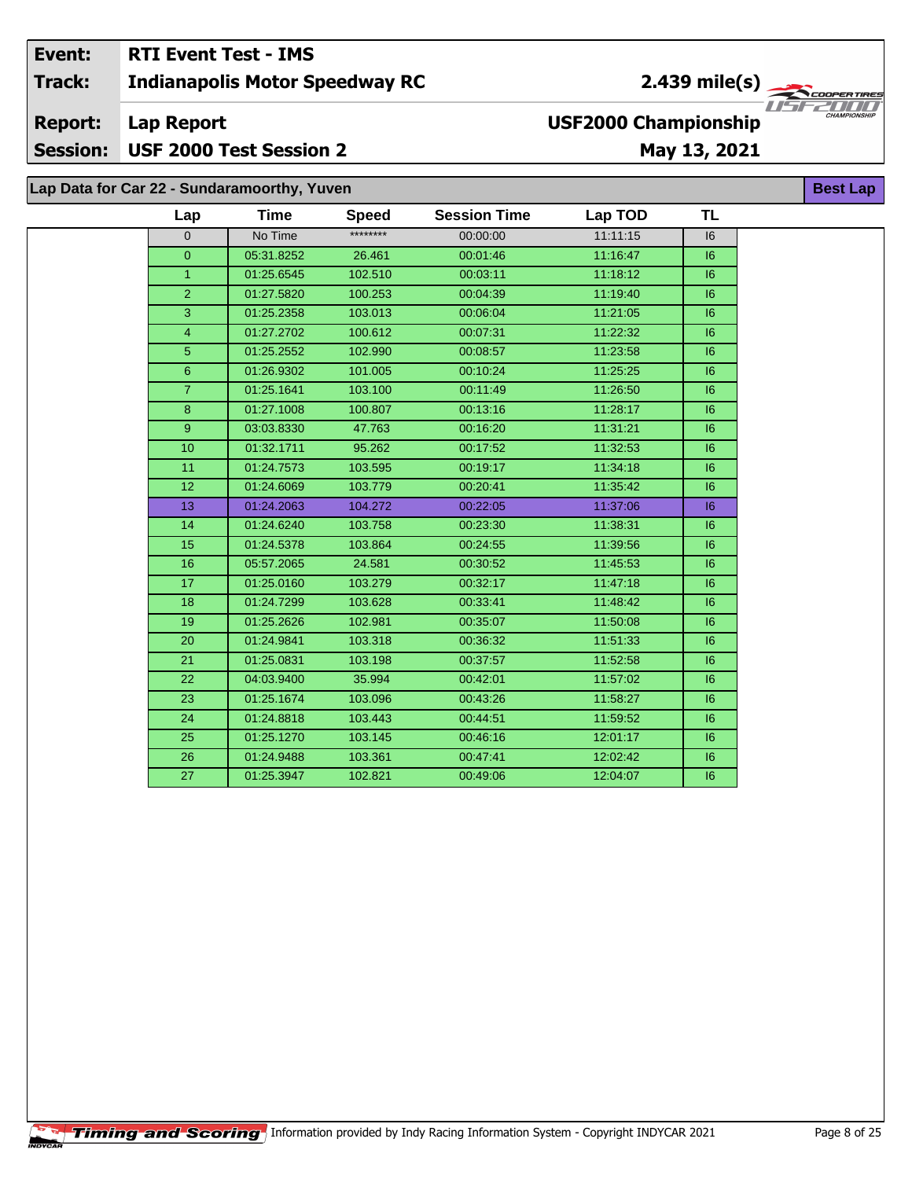| Event: | RTI Event Test - IMS | |
|---|---|---|
| Track: | Indianapolis Motor Speedway RC | 2.439 mile(s) |
| Report: | Lap Report | USF2000 Championship |
| Session: | USF 2000 Test Session 2 | May 13, 2021 |

## Lap Data for Car 22 - Sundaramoorthy, Yuven

**Best Lap**

| Lap | Time | Speed | Session Time | Lap TOD | TL |
|---|---|---|---|---|---|
| 0 | No Time | ******** | 00:00:00 | 11:11:15 | I6 |
| 0 | 05:31.8252 | 26.461 | 00:01:46 | 11:16:47 | I6 |
| 1 | 01:25.6545 | 102.510 | 00:03:11 | 11:18:12 | I6 |
| 2 | 01:27.5820 | 100.253 | 00:04:39 | 11:19:40 | I6 |
| 3 | 01:25.2358 | 103.013 | 00:06:04 | 11:21:05 | I6 |
| 4 | 01:27.2702 | 100.612 | 00:07:31 | 11:22:32 | I6 |
| 5 | 01:25.2552 | 102.990 | 00:08:57 | 11:23:58 | I6 |
| 6 | 01:26.9302 | 101.005 | 00:10:24 | 11:25:25 | I6 |
| 7 | 01:25.1641 | 103.100 | 00:11:49 | 11:26:50 | I6 |
| 8 | 01:27.1008 | 100.807 | 00:13:16 | 11:28:17 | I6 |
| 9 | 03:03.8330 | 47.763 | 00:16:20 | 11:31:21 | I6 |
| 10 | 01:32.1711 | 95.262 | 00:17:52 | 11:32:53 | I6 |
| 11 | 01:24.7573 | 103.595 | 00:19:17 | 11:34:18 | I6 |
| 12 | 01:24.6069 | 103.779 | 00:20:41 | 11:35:42 | I6 |
| 13 | 01:24.2063 | 104.272 | 00:22:05 | 11:37:06 | I6 |
| 14 | 01:24.6240 | 103.758 | 00:23:30 | 11:38:31 | I6 |
| 15 | 01:24.5378 | 103.864 | 00:24:55 | 11:39:56 | I6 |
| 16 | 05:57.2065 | 24.581 | 00:30:52 | 11:45:53 | I6 |
| 17 | 01:25.0160 | 103.279 | 00:32:17 | 11:47:18 | I6 |
| 18 | 01:24.7299 | 103.628 | 00:33:41 | 11:48:42 | I6 |
| 19 | 01:25.2626 | 102.981 | 00:35:07 | 11:50:08 | I6 |
| 20 | 01:24.9841 | 103.318 | 00:36:32 | 11:51:33 | I6 |
| 21 | 01:25.0831 | 103.198 | 00:37:57 | 11:52:58 | I6 |
| 22 | 04:03.9400 | 35.994 | 00:42:01 | 11:57:02 | I6 |
| 23 | 01:25.1674 | 103.096 | 00:43:26 | 11:58:27 | I6 |
| 24 | 01:24.8818 | 103.443 | 00:44:51 | 11:59:52 | I6 |
| 25 | 01:25.1270 | 103.145 | 00:46:16 | 12:01:17 | I6 |
| 26 | 01:24.9488 | 103.361 | 00:47:41 | 12:02:42 | I6 |
| 27 | 01:25.3947 | 102.821 | 00:49:06 | 12:04:07 | I6 |

Timing and Scoring — Information provided by Indy Racing Information System - Copyright INDYCAR 2021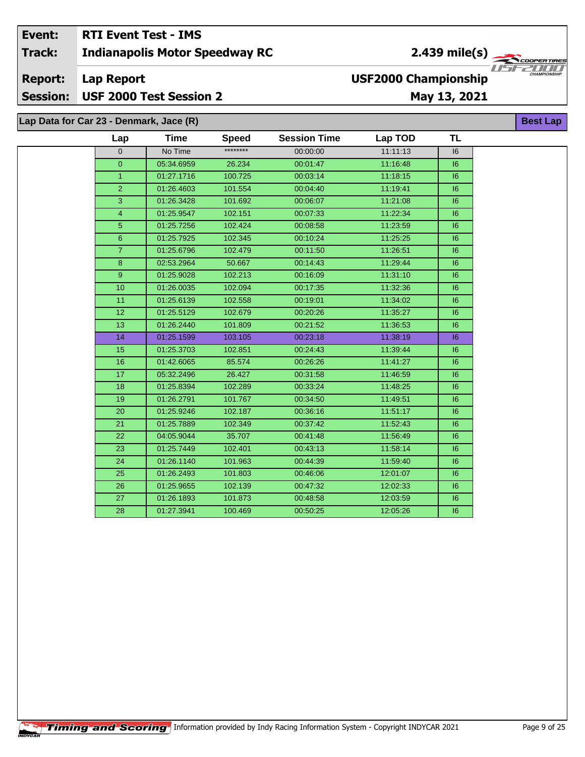| Event: | RTI Event Test - IMS | |
|---|---|---|
| Track: | Indianapolis Motor Speedway RC | 2.439 mile(s) |
| Report: | Lap Report | USF2000 Championship |
| Session: | USF 2000 Test Session 2 | May 13, 2021 |

## Lap Data for Car 23 - Denmark, Jace (R)

**Best Lap**

| Lap | Time | Speed | Session Time | Lap TOD | TL |
|---|---|---|---|---|---|
| 0 | No Time | ******** | 00:00:00 | 11:11:13 | I6 |
| 0 | 05:34.6959 | 26.234 | 00:01:47 | 11:16:48 | I6 |
| 1 | 01:27.1716 | 100.725 | 00:03:14 | 11:18:15 | I6 |
| 2 | 01:26.4603 | 101.554 | 00:04:40 | 11:19:41 | I6 |
| 3 | 01:26.3428 | 101.692 | 00:06:07 | 11:21:08 | I6 |
| 4 | 01:25.9547 | 102.151 | 00:07:33 | 11:22:34 | I6 |
| 5 | 01:25.7256 | 102.424 | 00:08:58 | 11:23:59 | I6 |
| 6 | 01:25.7925 | 102.345 | 00:10:24 | 11:25:25 | I6 |
| 7 | 01:25.6796 | 102.479 | 00:11:50 | 11:26:51 | I6 |
| 8 | 02:53.2964 | 50.667 | 00:14:43 | 11:29:44 | I6 |
| 9 | 01:25.9028 | 102.213 | 00:16:09 | 11:31:10 | I6 |
| 10 | 01:26.0035 | 102.094 | 00:17:35 | 11:32:36 | I6 |
| 11 | 01:25.6139 | 102.558 | 00:19:01 | 11:34:02 | I6 |
| 12 | 01:25.5129 | 102.679 | 00:20:26 | 11:35:27 | I6 |
| 13 | 01:26.2440 | 101.809 | 00:21:52 | 11:36:53 | I6 |
| 14 | 01:25.1599 | 103.105 | 00:23:18 | 11:38:19 | I6 |
| 15 | 01:25.3703 | 102.851 | 00:24:43 | 11:39:44 | I6 |
| 16 | 01:42.6065 | 85.574 | 00:26:26 | 11:41:27 | I6 |
| 17 | 05:32.2496 | 26.427 | 00:31:58 | 11:46:59 | I6 |
| 18 | 01:25.8394 | 102.289 | 00:33:24 | 11:48:25 | I6 |
| 19 | 01:26.2791 | 101.767 | 00:34:50 | 11:49:51 | I6 |
| 20 | 01:25.9246 | 102.187 | 00:36:16 | 11:51:17 | I6 |
| 21 | 01:25.7889 | 102.349 | 00:37:42 | 11:52:43 | I6 |
| 22 | 04:05.9044 | 35.707 | 00:41:48 | 11:56:49 | I6 |
| 23 | 01:25.7449 | 102.401 | 00:43:13 | 11:58:14 | I6 |
| 24 | 01:26.1140 | 101.963 | 00:44:39 | 11:59:40 | I6 |
| 25 | 01:26.2493 | 101.803 | 00:46:06 | 12:01:07 | I6 |
| 26 | 01:25.9655 | 102.139 | 00:47:32 | 12:02:33 | I6 |
| 27 | 01:26.1893 | 101.873 | 00:48:58 | 12:03:59 | I6 |
| 28 | 01:27.3941 | 100.469 | 00:50:25 | 12:05:26 | I6 |

Timing and Scoring — Information provided by Indy Racing Information System - Copyright INDYCAR 2021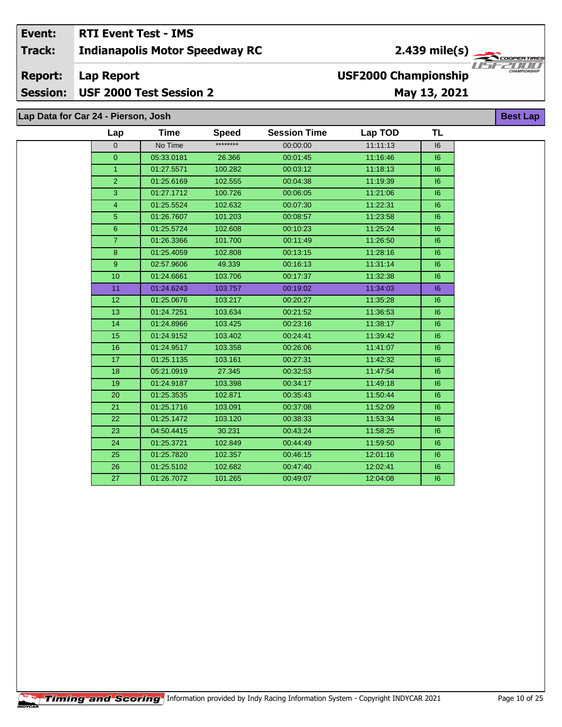| | | | |
|---|---|---|---|
| **Event:** | **RTI Event Test - IMS** | | |
| **Track:** | **Indianapolis Motor Speedway RC** | **2.439 mile(s)** | |
| **Report:** | **Lap Report** | **USF2000 Championship** | |
| **Session:** | **USF 2000 Test Session 2** | **May 13, 2021** | |

## Lap Data for Car 24 - Pierson, Josh

**Best Lap**

| Lap | Time | Speed | Session Time | Lap TOD | TL |
|---|---|---|---|---|---|
| 0 | No Time | ******** | 00:00:00 | 11:11:13 | I6 |
| 0 | 05:33.0181 | 26.366 | 00:01:45 | 11:16:46 | I6 |
| 1 | 01:27.5571 | 100.282 | 00:03:12 | 11:18:13 | I6 |
| 2 | 01:25.6169 | 102.555 | 00:04:38 | 11:19:39 | I6 |
| 3 | 01:27.1712 | 100.726 | 00:06:05 | 11:21:06 | I6 |
| 4 | 01:25.5524 | 102.632 | 00:07:30 | 11:22:31 | I6 |
| 5 | 01:26.7607 | 101.203 | 00:08:57 | 11:23:58 | I6 |
| 6 | 01:25.5724 | 102.608 | 00:10:23 | 11:25:24 | I6 |
| 7 | 01:26.3366 | 101.700 | 00:11:49 | 11:26:50 | I6 |
| 8 | 01:25.4059 | 102.808 | 00:13:15 | 11:28:16 | I6 |
| 9 | 02:57.9606 | 49.339 | 00:16:13 | 11:31:14 | I6 |
| 10 | 01:24.6661 | 103.706 | 00:17:37 | 11:32:38 | I6 |
| 11 | 01:24.6243 | 103.757 | 00:19:02 | 11:34:03 | I6 |
| 12 | 01:25.0676 | 103.217 | 00:20:27 | 11:35:28 | I6 |
| 13 | 01:24.7251 | 103.634 | 00:21:52 | 11:36:53 | I6 |
| 14 | 01:24.8966 | 103.425 | 00:23:16 | 11:38:17 | I6 |
| 15 | 01:24.9152 | 103.402 | 00:24:41 | 11:39:42 | I6 |
| 16 | 01:24.9517 | 103.358 | 00:26:06 | 11:41:07 | I6 |
| 17 | 01:25.1135 | 103.161 | 00:27:31 | 11:42:32 | I6 |
| 18 | 05:21.0919 | 27.345 | 00:32:53 | 11:47:54 | I6 |
| 19 | 01:24.9187 | 103.398 | 00:34:17 | 11:49:18 | I6 |
| 20 | 01:25.3535 | 102.871 | 00:35:43 | 11:50:44 | I6 |
| 21 | 01:25.1716 | 103.091 | 00:37:08 | 11:52:09 | I6 |
| 22 | 01:25.1472 | 103.120 | 00:38:33 | 11:53:34 | I6 |
| 23 | 04:50.4415 | 30.231 | 00:43:24 | 11:58:25 | I6 |
| 24 | 01:25.3721 | 102.849 | 00:44:49 | 11:59:50 | I6 |
| 25 | 01:25.7820 | 102.357 | 00:46:15 | 12:01:16 | I6 |
| 26 | 01:25.5102 | 102.682 | 00:47:40 | 12:02:41 | I6 |
| 27 | 01:26.7072 | 101.265 | 00:49:07 | 12:04:08 | I6 |

Information provided by Indy Racing Information System - Copyright INDYCAR 2021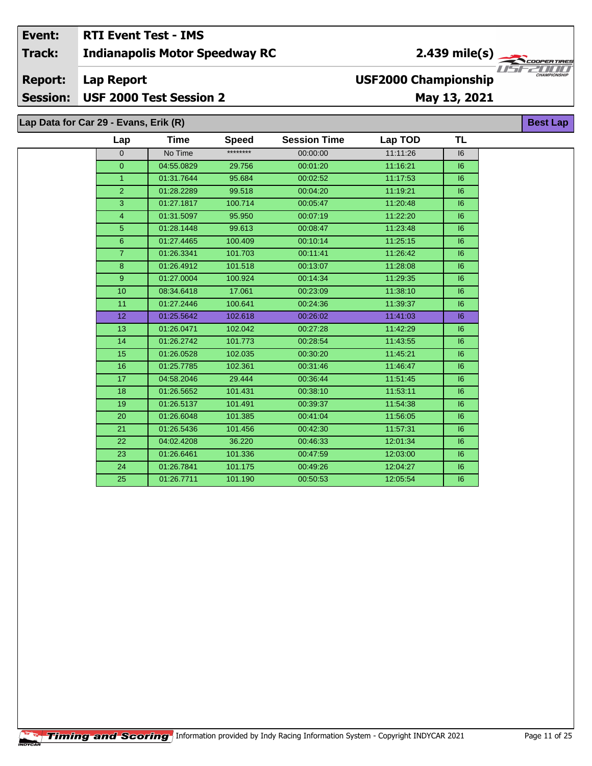| Event: | RTI Event Test - IMS | |
|---|---|---|
| Track: | Indianapolis Motor Speedway RC | 2.439 mile(s) |
| Report: | Lap Report | USF2000 Championship |
| Session: | USF 2000 Test Session 2 | May 13, 2021 |

**Lap Data for Car 29 - Evans, Erik (R)** — Best Lap

| Lap | Time | Speed | Session Time | Lap TOD | TL |
|---|---|---|---|---|---|
| 0 | No Time | ******** | 00:00:00 | 11:11:26 | I6 |
| 0 | 04:55.0829 | 29.756 | 00:01:20 | 11:16:21 | I6 |
| 1 | 01:31.7644 | 95.684 | 00:02:52 | 11:17:53 | I6 |
| 2 | 01:28.2289 | 99.518 | 00:04:20 | 11:19:21 | I6 |
| 3 | 01:27.1817 | 100.714 | 00:05:47 | 11:20:48 | I6 |
| 4 | 01:31.5097 | 95.950 | 00:07:19 | 11:22:20 | I6 |
| 5 | 01:28.1448 | 99.613 | 00:08:47 | 11:23:48 | I6 |
| 6 | 01:27.4465 | 100.409 | 00:10:14 | 11:25:15 | I6 |
| 7 | 01:26.3341 | 101.703 | 00:11:41 | 11:26:42 | I6 |
| 8 | 01:26.4912 | 101.518 | 00:13:07 | 11:28:08 | I6 |
| 9 | 01:27.0004 | 100.924 | 00:14:34 | 11:29:35 | I6 |
| 10 | 08:34.6418 | 17.061 | 00:23:09 | 11:38:10 | I6 |
| 11 | 01:27.2446 | 100.641 | 00:24:36 | 11:39:37 | I6 |
| 12 | 01:25.5642 | 102.618 | 00:26:02 | 11:41:03 | I6 |
| 13 | 01:26.0471 | 102.042 | 00:27:28 | 11:42:29 | I6 |
| 14 | 01:26.2742 | 101.773 | 00:28:54 | 11:43:55 | I6 |
| 15 | 01:26.0528 | 102.035 | 00:30:20 | 11:45:21 | I6 |
| 16 | 01:25.7785 | 102.361 | 00:31:46 | 11:46:47 | I6 |
| 17 | 04:58.2046 | 29.444 | 00:36:44 | 11:51:45 | I6 |
| 18 | 01:26.5652 | 101.431 | 00:38:10 | 11:53:11 | I6 |
| 19 | 01:26.5137 | 101.491 | 00:39:37 | 11:54:38 | I6 |
| 20 | 01:26.6048 | 101.385 | 00:41:04 | 11:56:05 | I6 |
| 21 | 01:26.5436 | 101.456 | 00:42:30 | 11:57:31 | I6 |
| 22 | 04:02.4208 | 36.220 | 00:46:33 | 12:01:34 | I6 |
| 23 | 01:26.6461 | 101.336 | 00:47:59 | 12:03:00 | I6 |
| 24 | 01:26.7841 | 101.175 | 00:49:26 | 12:04:27 | I6 |
| 25 | 01:26.7711 | 101.190 | 00:50:53 | 12:05:54 | I6 |

Information provided by Indy Racing Information System - Copyright INDYCAR 2021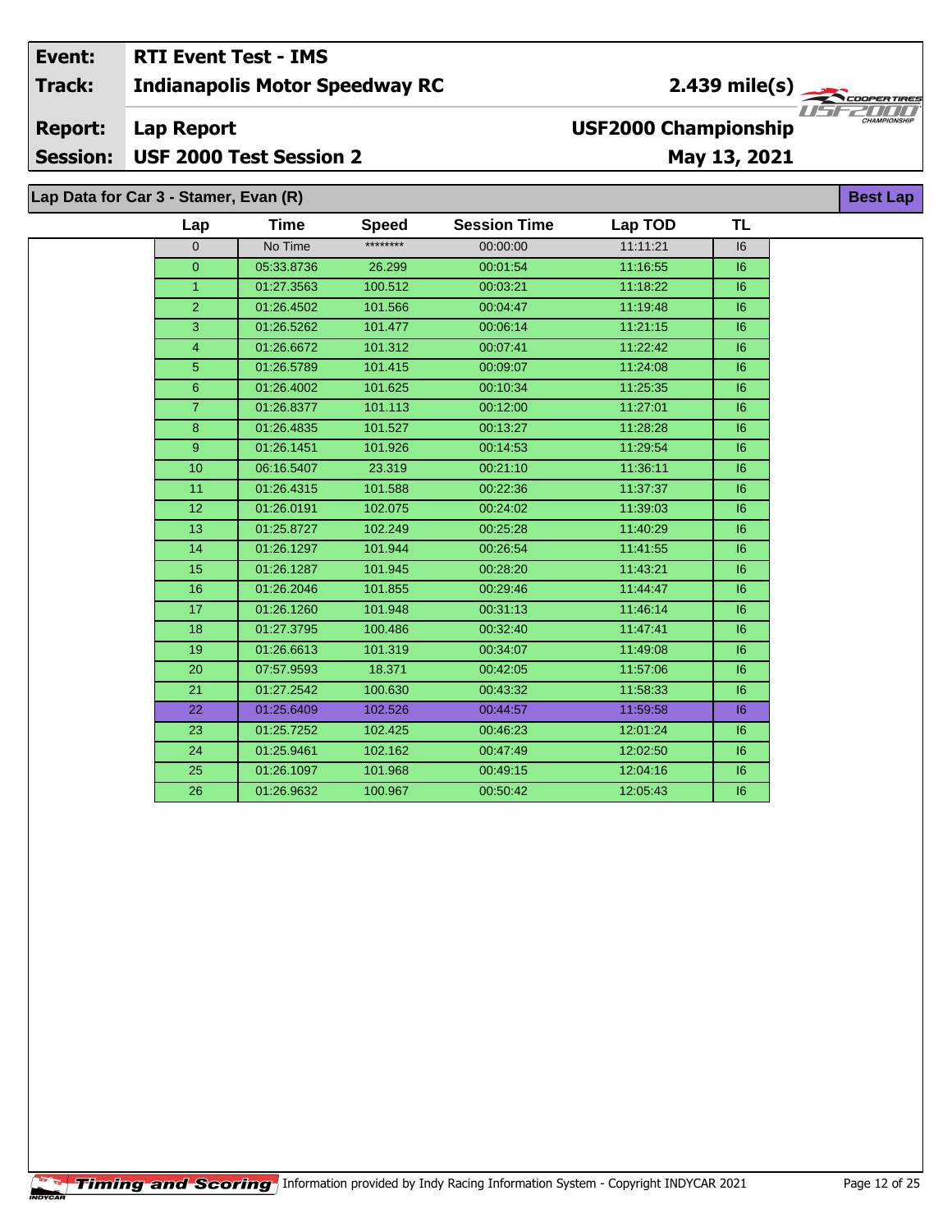| Event: | RTI Event Test - IMS | |
|---|---|---|
| Track: | Indianapolis Motor Speedway RC | 2.439 mile(s) |
| Report: | Lap Report | USF2000 Championship |
| Session: | USF 2000 Test Session 2 | May 13, 2021 |

## Lap Data for Car 3 - Stamer, Evan (R)

Best Lap

| Lap | Time | Speed | Session Time | Lap TOD | TL |
|---|---|---|---|---|---|
| 0 | No Time | ******** | 00:00:00 | 11:11:21 | I6 |
| 0 | 05:33.8736 | 26.299 | 00:01:54 | 11:16:55 | I6 |
| 1 | 01:27.3563 | 100.512 | 00:03:21 | 11:18:22 | I6 |
| 2 | 01:26.4502 | 101.566 | 00:04:47 | 11:19:48 | I6 |
| 3 | 01:26.5262 | 101.477 | 00:06:14 | 11:21:15 | I6 |
| 4 | 01:26.6672 | 101.312 | 00:07:41 | 11:22:42 | I6 |
| 5 | 01:26.5789 | 101.415 | 00:09:07 | 11:24:08 | I6 |
| 6 | 01:26.4002 | 101.625 | 00:10:34 | 11:25:35 | I6 |
| 7 | 01:26.8377 | 101.113 | 00:12:00 | 11:27:01 | I6 |
| 8 | 01:26.4835 | 101.527 | 00:13:27 | 11:28:28 | I6 |
| 9 | 01:26.1451 | 101.926 | 00:14:53 | 11:29:54 | I6 |
| 10 | 06:16.5407 | 23.319 | 00:21:10 | 11:36:11 | I6 |
| 11 | 01:26.4315 | 101.588 | 00:22:36 | 11:37:37 | I6 |
| 12 | 01:26.0191 | 102.075 | 00:24:02 | 11:39:03 | I6 |
| 13 | 01:25.8727 | 102.249 | 00:25:28 | 11:40:29 | I6 |
| 14 | 01:26.1297 | 101.944 | 00:26:54 | 11:41:55 | I6 |
| 15 | 01:26.1287 | 101.945 | 00:28:20 | 11:43:21 | I6 |
| 16 | 01:26.2046 | 101.855 | 00:29:46 | 11:44:47 | I6 |
| 17 | 01:26.1260 | 101.948 | 00:31:13 | 11:46:14 | I6 |
| 18 | 01:27.3795 | 100.486 | 00:32:40 | 11:47:41 | I6 |
| 19 | 01:26.6613 | 101.319 | 00:34:07 | 11:49:08 | I6 |
| 20 | 07:57.9593 | 18.371 | 00:42:05 | 11:57:06 | I6 |
| 21 | 01:27.2542 | 100.630 | 00:43:32 | 11:58:33 | I6 |
| 22 | 01:25.6409 | 102.526 | 00:44:57 | 11:59:58 | I6 |
| 23 | 01:25.7252 | 102.425 | 00:46:23 | 12:01:24 | I6 |
| 24 | 01:25.9461 | 102.162 | 00:47:49 | 12:02:50 | I6 |
| 25 | 01:26.1097 | 101.968 | 00:49:15 | 12:04:16 | I6 |
| 26 | 01:26.9632 | 100.967 | 00:50:42 | 12:05:43 | I6 |

Timing and Scoring Information provided by Indy Racing Information System - Copyright INDYCAR 2021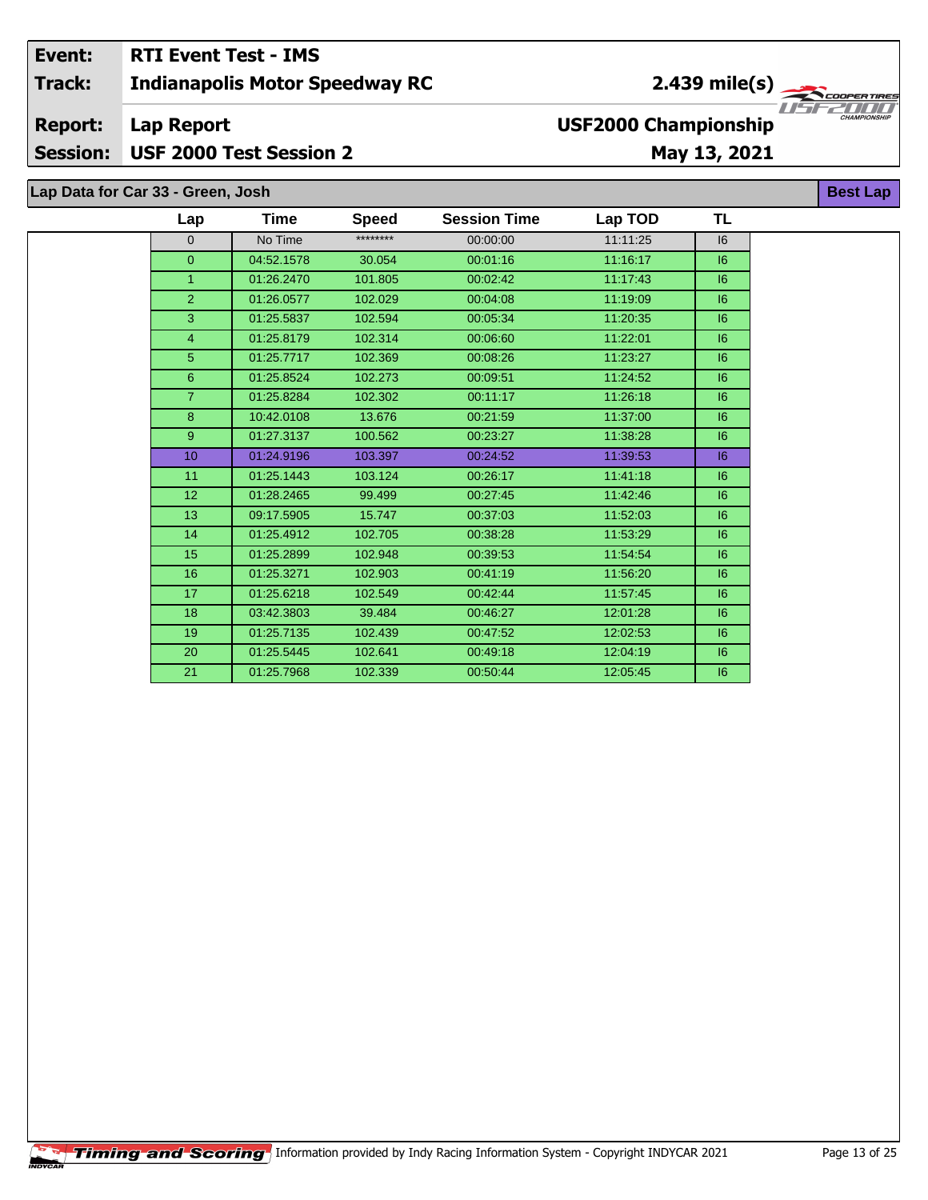| Event: | RTI Event Test - IMS | |
|---|---|---|
| Track: | Indianapolis Motor Speedway RC | 2.439 mile(s) |
| Report: | Lap Report | USF2000 Championship |
| Session: | USF 2000 Test Session 2 | May 13, 2021 |

## Lap Data for Car 33 - Green, Josh

**Best Lap**

| Lap | Time | Speed | Session Time | Lap TOD | TL |
|---|---|---|---|---|---|
| 0 | No Time | ******** | 00:00:00 | 11:11:25 | I6 |
| 0 | 04:52.1578 | 30.054 | 00:01:16 | 11:16:17 | I6 |
| 1 | 01:26.2470 | 101.805 | 00:02:42 | 11:17:43 | I6 |
| 2 | 01:26.0577 | 102.029 | 00:04:08 | 11:19:09 | I6 |
| 3 | 01:25.5837 | 102.594 | 00:05:34 | 11:20:35 | I6 |
| 4 | 01:25.8179 | 102.314 | 00:06:60 | 11:22:01 | I6 |
| 5 | 01:25.7717 | 102.369 | 00:08:26 | 11:23:27 | I6 |
| 6 | 01:25.8524 | 102.273 | 00:09:51 | 11:24:52 | I6 |
| 7 | 01:25.8284 | 102.302 | 00:11:17 | 11:26:18 | I6 |
| 8 | 10:42.0108 | 13.676 | 00:21:59 | 11:37:00 | I6 |
| 9 | 01:27.3137 | 100.562 | 00:23:27 | 11:38:28 | I6 |
| 10 | 01:24.9196 | 103.397 | 00:24:52 | 11:39:53 | I6 |
| 11 | 01:25.1443 | 103.124 | 00:26:17 | 11:41:18 | I6 |
| 12 | 01:28.2465 | 99.499 | 00:27:45 | 11:42:46 | I6 |
| 13 | 09:17.5905 | 15.747 | 00:37:03 | 11:52:03 | I6 |
| 14 | 01:25.4912 | 102.705 | 00:38:28 | 11:53:29 | I6 |
| 15 | 01:25.2899 | 102.948 | 00:39:53 | 11:54:54 | I6 |
| 16 | 01:25.3271 | 102.903 | 00:41:19 | 11:56:20 | I6 |
| 17 | 01:25.6218 | 102.549 | 00:42:44 | 11:57:45 | I6 |
| 18 | 03:42.3803 | 39.484 | 00:46:27 | 12:01:28 | I6 |
| 19 | 01:25.7135 | 102.439 | 00:47:52 | 12:02:53 | I6 |
| 20 | 01:25.5445 | 102.641 | 00:49:18 | 12:04:19 | I6 |
| 21 | 01:25.7968 | 102.339 | 00:50:44 | 12:05:45 | I6 |

Timing and Scoring Information provided by Indy Racing Information System - Copyright INDYCAR 2021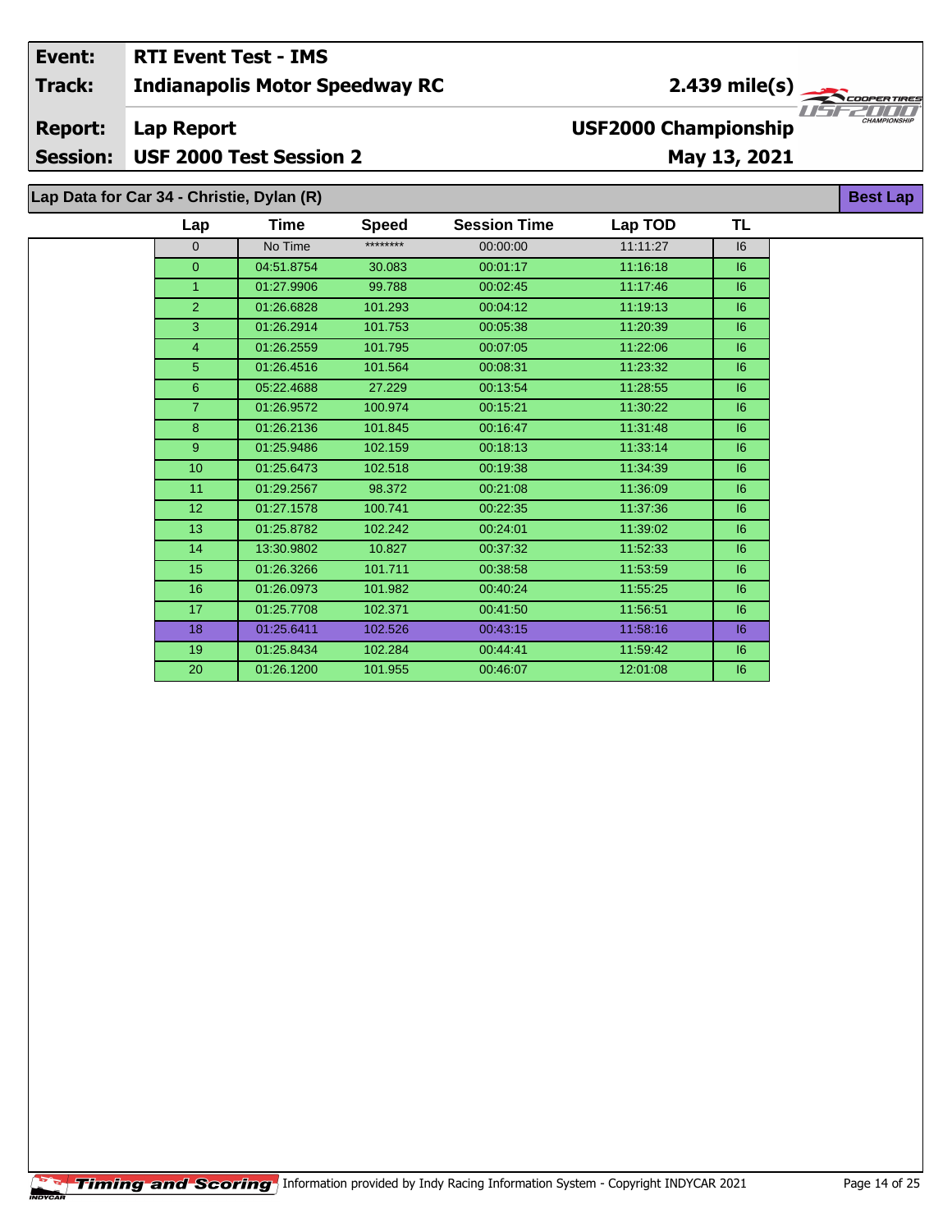| | | | |
|---|---|---|---|
| **Event:** | **RTI Event Test - IMS** | | |
| **Track:** | **Indianapolis Motor Speedway RC** | **2.439 mile(s)** | |
| **Report:** | **Lap Report** | **USF2000 Championship** | |
| **Session:** | **USF 2000 Test Session 2** | **May 13, 2021** | |

## Lap Data for Car 34 - Christie, Dylan (R)

**Best Lap**

| Lap | Time | Speed | Session Time | Lap TOD | TL |
|---|---|---|---|---|---|
| 0 | No Time | ******** | 00:00:00 | 11:11:27 | I6 |
| 0 | 04:51.8754 | 30.083 | 00:01:17 | 11:16:18 | I6 |
| 1 | 01:27.9906 | 99.788 | 00:02:45 | 11:17:46 | I6 |
| 2 | 01:26.6828 | 101.293 | 00:04:12 | 11:19:13 | I6 |
| 3 | 01:26.2914 | 101.753 | 00:05:38 | 11:20:39 | I6 |
| 4 | 01:26.2559 | 101.795 | 00:07:05 | 11:22:06 | I6 |
| 5 | 01:26.4516 | 101.564 | 00:08:31 | 11:23:32 | I6 |
| 6 | 05:22.4688 | 27.229 | 00:13:54 | 11:28:55 | I6 |
| 7 | 01:26.9572 | 100.974 | 00:15:21 | 11:30:22 | I6 |
| 8 | 01:26.2136 | 101.845 | 00:16:47 | 11:31:48 | I6 |
| 9 | 01:25.9486 | 102.159 | 00:18:13 | 11:33:14 | I6 |
| 10 | 01:25.6473 | 102.518 | 00:19:38 | 11:34:39 | I6 |
| 11 | 01:29.2567 | 98.372 | 00:21:08 | 11:36:09 | I6 |
| 12 | 01:27.1578 | 100.741 | 00:22:35 | 11:37:36 | I6 |
| 13 | 01:25.8782 | 102.242 | 00:24:01 | 11:39:02 | I6 |
| 14 | 13:30.9802 | 10.827 | 00:37:32 | 11:52:33 | I6 |
| 15 | 01:26.3266 | 101.711 | 00:38:58 | 11:53:59 | I6 |
| 16 | 01:26.0973 | 101.982 | 00:40:24 | 11:55:25 | I6 |
| 17 | 01:25.7708 | 102.371 | 00:41:50 | 11:56:51 | I6 |
| 18 | 01:25.6411 | 102.526 | 00:43:15 | 11:58:16 | I6 |
| 19 | 01:25.8434 | 102.284 | 00:44:41 | 11:59:42 | I6 |
| 20 | 01:26.1200 | 101.955 | 00:46:07 | 12:01:08 | I6 |

Timing and Scoring Information provided by Indy Racing Information System - Copyright INDYCAR 2021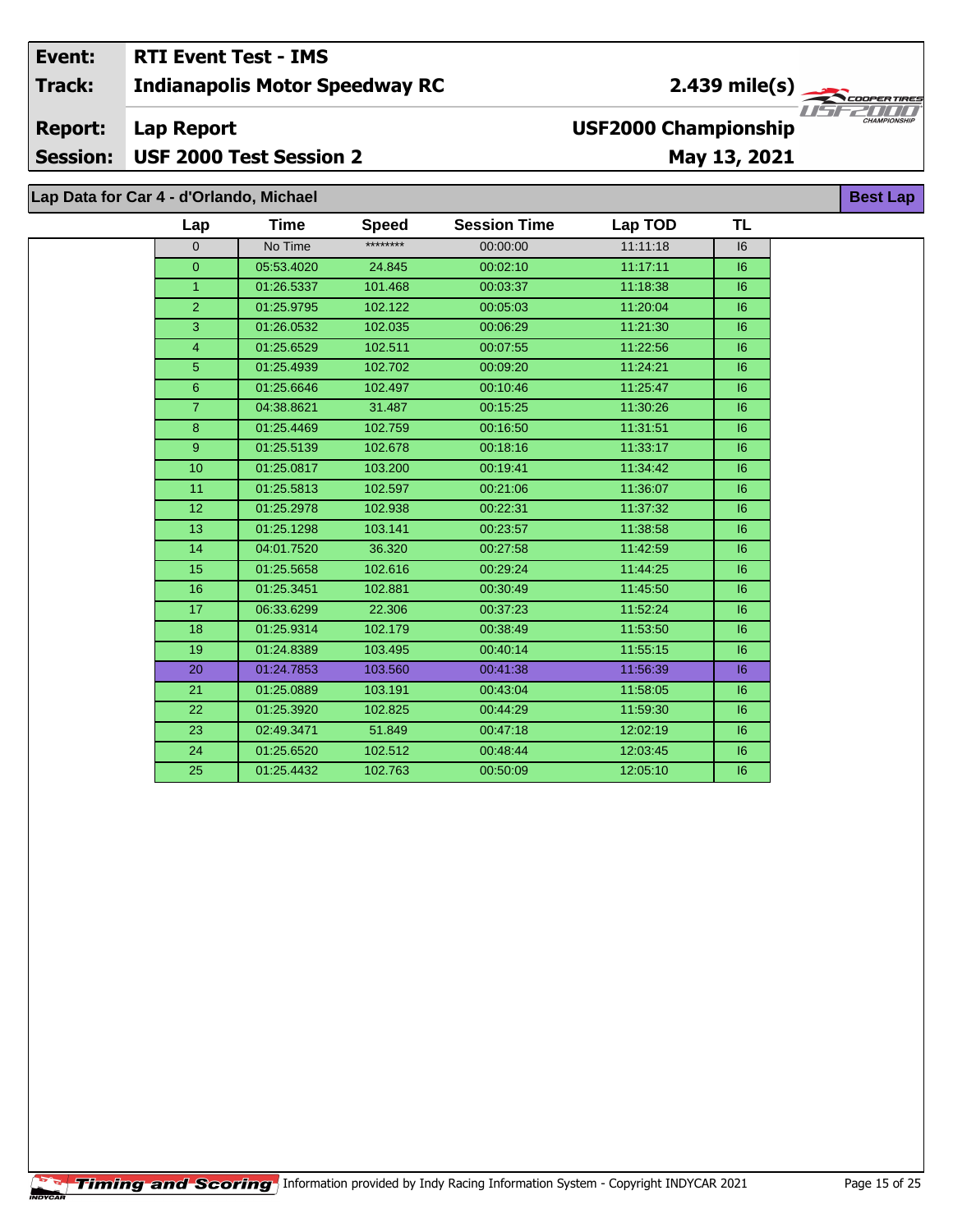| Event: | RTI Event Test - IMS | |
|---|---|---|
| Track: | Indianapolis Motor Speedway RC | 2.439 mile(s) |
| Report: | Lap Report | USF2000 Championship |
| Session: | USF 2000 Test Session 2 | May 13, 2021 |

## Lap Data for Car 4 - d'Orlando, Michael

**Best Lap**

| Lap | Time | Speed | Session Time | Lap TOD | TL |
|---|---|---|---|---|---|
| 0 | No Time | ******** | 00:00:00 | 11:11:18 | I6 |
| 0 | 05:53.4020 | 24.845 | 00:02:10 | 11:17:11 | I6 |
| 1 | 01:26.5337 | 101.468 | 00:03:37 | 11:18:38 | I6 |
| 2 | 01:25.9795 | 102.122 | 00:05:03 | 11:20:04 | I6 |
| 3 | 01:26.0532 | 102.035 | 00:06:29 | 11:21:30 | I6 |
| 4 | 01:25.6529 | 102.511 | 00:07:55 | 11:22:56 | I6 |
| 5 | 01:25.4939 | 102.702 | 00:09:20 | 11:24:21 | I6 |
| 6 | 01:25.6646 | 102.497 | 00:10:46 | 11:25:47 | I6 |
| 7 | 04:38.8621 | 31.487 | 00:15:25 | 11:30:26 | I6 |
| 8 | 01:25.4469 | 102.759 | 00:16:50 | 11:31:51 | I6 |
| 9 | 01:25.5139 | 102.678 | 00:18:16 | 11:33:17 | I6 |
| 10 | 01:25.0817 | 103.200 | 00:19:41 | 11:34:42 | I6 |
| 11 | 01:25.5813 | 102.597 | 00:21:06 | 11:36:07 | I6 |
| 12 | 01:25.2978 | 102.938 | 00:22:31 | 11:37:32 | I6 |
| 13 | 01:25.1298 | 103.141 | 00:23:57 | 11:38:58 | I6 |
| 14 | 04:01.7520 | 36.320 | 00:27:58 | 11:42:59 | I6 |
| 15 | 01:25.5658 | 102.616 | 00:29:24 | 11:44:25 | I6 |
| 16 | 01:25.3451 | 102.881 | 00:30:49 | 11:45:50 | I6 |
| 17 | 06:33.6299 | 22.306 | 00:37:23 | 11:52:24 | I6 |
| 18 | 01:25.9314 | 102.179 | 00:38:49 | 11:53:50 | I6 |
| 19 | 01:24.8389 | 103.495 | 00:40:14 | 11:55:15 | I6 |
| 20 | 01:24.7853 | 103.560 | 00:41:38 | 11:56:39 | I6 |
| 21 | 01:25.0889 | 103.191 | 00:43:04 | 11:58:05 | I6 |
| 22 | 01:25.3920 | 102.825 | 00:44:29 | 11:59:30 | I6 |
| 23 | 02:49.3471 | 51.849 | 00:47:18 | 12:02:19 | I6 |
| 24 | 01:25.6520 | 102.512 | 00:48:44 | 12:03:45 | I6 |
| 25 | 01:25.4432 | 102.763 | 00:50:09 | 12:05:10 | I6 |

Information provided by Indy Racing Information System - Copyright INDYCAR 2021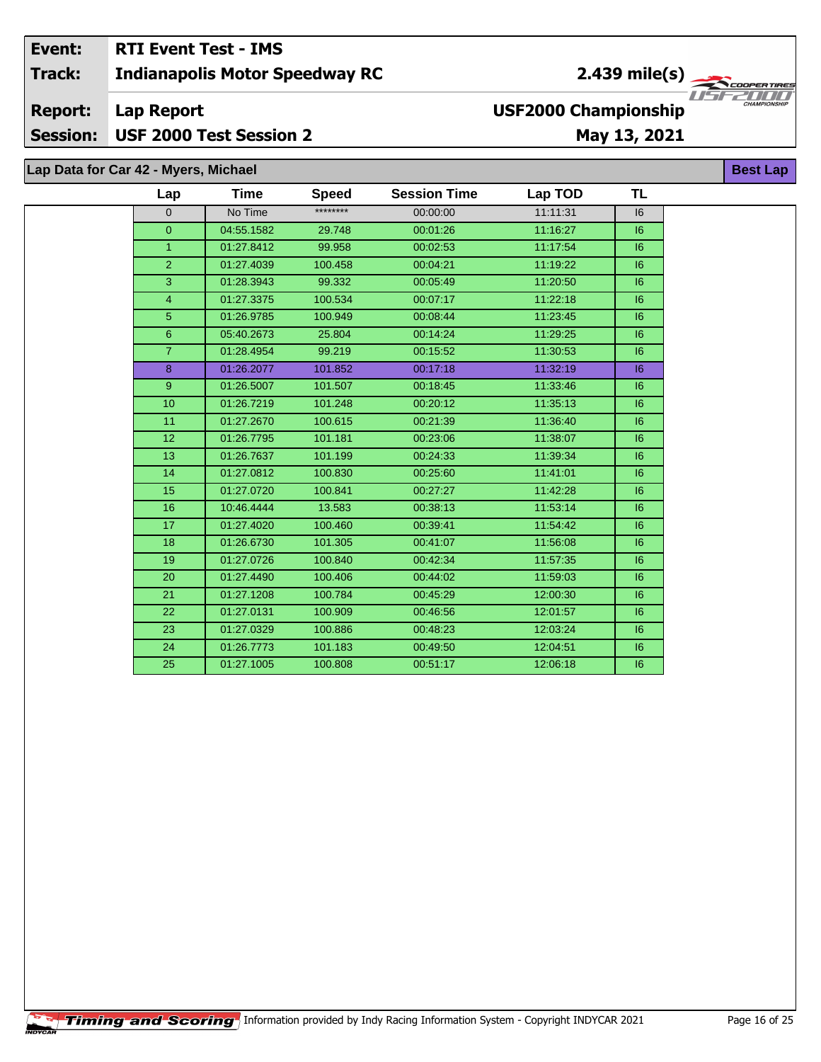| Event: | RTI Event Test - IMS | |
|---|---|---|
| Track: | Indianapolis Motor Speedway RC | 2.439 mile(s) |
| Report: | Lap Report | USF2000 Championship |
| Session: | USF 2000 Test Session 2 | May 13, 2021 |

**Lap Data for Car 42 - Myers, Michael** — **Best Lap**

| Lap | Time | Speed | Session Time | Lap TOD | TL |
|---|---|---|---|---|---|
| 0 | No Time | ******** | 00:00:00 | 11:11:31 | I6 |
| 0 | 04:55.1582 | 29.748 | 00:01:26 | 11:16:27 | I6 |
| 1 | 01:27.8412 | 99.958 | 00:02:53 | 11:17:54 | I6 |
| 2 | 01:27.4039 | 100.458 | 00:04:21 | 11:19:22 | I6 |
| 3 | 01:28.3943 | 99.332 | 00:05:49 | 11:20:50 | I6 |
| 4 | 01:27.3375 | 100.534 | 00:07:17 | 11:22:18 | I6 |
| 5 | 01:26.9785 | 100.949 | 00:08:44 | 11:23:45 | I6 |
| 6 | 05:40.2673 | 25.804 | 00:14:24 | 11:29:25 | I6 |
| 7 | 01:28.4954 | 99.219 | 00:15:52 | 11:30:53 | I6 |
| 8 | 01:26.2077 | 101.852 | 00:17:18 | 11:32:19 | I6 |
| 9 | 01:26.5007 | 101.507 | 00:18:45 | 11:33:46 | I6 |
| 10 | 01:26.7219 | 101.248 | 00:20:12 | 11:35:13 | I6 |
| 11 | 01:27.2670 | 100.615 | 00:21:39 | 11:36:40 | I6 |
| 12 | 01:26.7795 | 101.181 | 00:23:06 | 11:38:07 | I6 |
| 13 | 01:26.7637 | 101.199 | 00:24:33 | 11:39:34 | I6 |
| 14 | 01:27.0812 | 100.830 | 00:25:60 | 11:41:01 | I6 |
| 15 | 01:27.0720 | 100.841 | 00:27:27 | 11:42:28 | I6 |
| 16 | 10:46.4444 | 13.583 | 00:38:13 | 11:53:14 | I6 |
| 17 | 01:27.4020 | 100.460 | 00:39:41 | 11:54:42 | I6 |
| 18 | 01:26.6730 | 101.305 | 00:41:07 | 11:56:08 | I6 |
| 19 | 01:27.0726 | 100.840 | 00:42:34 | 11:57:35 | I6 |
| 20 | 01:27.4490 | 100.406 | 00:44:02 | 11:59:03 | I6 |
| 21 | 01:27.1208 | 100.784 | 00:45:29 | 12:00:30 | I6 |
| 22 | 01:27.0131 | 100.909 | 00:46:56 | 12:01:57 | I6 |
| 23 | 01:27.0329 | 100.886 | 00:48:23 | 12:03:24 | I6 |
| 24 | 01:26.7773 | 101.183 | 00:49:50 | 12:04:51 | I6 |
| 25 | 01:27.1005 | 100.808 | 00:51:17 | 12:06:18 | I6 |

Timing and Scoring — Information provided by Indy Racing Information System - Copyright INDYCAR 2021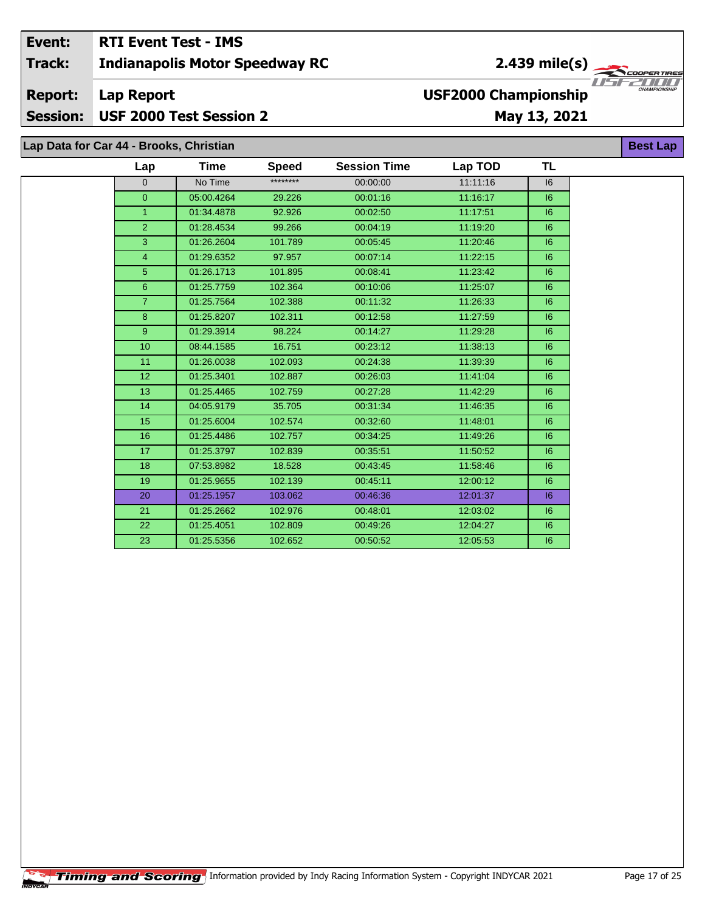| | | | |
|---|---|---|---|
| **Event:** | **RTI Event Test - IMS** | | |
| **Track:** | **Indianapolis Motor Speedway RC** | **2.439 mile(s)** | |
| **Report:** | **Lap Report** | **USF2000 Championship** | |
| **Session:** | **USF 2000 Test Session 2** | **May 13, 2021** | |

## Lap Data for Car 44 - Brooks, Christian

**Best Lap**

| Lap | Time | Speed | Session Time | Lap TOD | TL |
|---|---|---|---|---|---|
| 0 | No Time | ******** | 00:00:00 | 11:11:16 | I6 |
| 0 | 05:00.4264 | 29.226 | 00:01:16 | 11:16:17 | I6 |
| 1 | 01:34.4878 | 92.926 | 00:02:50 | 11:17:51 | I6 |
| 2 | 01:28.4534 | 99.266 | 00:04:19 | 11:19:20 | I6 |
| 3 | 01:26.2604 | 101.789 | 00:05:45 | 11:20:46 | I6 |
| 4 | 01:29.6352 | 97.957 | 00:07:14 | 11:22:15 | I6 |
| 5 | 01:26.1713 | 101.895 | 00:08:41 | 11:23:42 | I6 |
| 6 | 01:25.7759 | 102.364 | 00:10:06 | 11:25:07 | I6 |
| 7 | 01:25.7564 | 102.388 | 00:11:32 | 11:26:33 | I6 |
| 8 | 01:25.8207 | 102.311 | 00:12:58 | 11:27:59 | I6 |
| 9 | 01:29.3914 | 98.224 | 00:14:27 | 11:29:28 | I6 |
| 10 | 08:44.1585 | 16.751 | 00:23:12 | 11:38:13 | I6 |
| 11 | 01:26.0038 | 102.093 | 00:24:38 | 11:39:39 | I6 |
| 12 | 01:25.3401 | 102.887 | 00:26:03 | 11:41:04 | I6 |
| 13 | 01:25.4465 | 102.759 | 00:27:28 | 11:42:29 | I6 |
| 14 | 04:05.9179 | 35.705 | 00:31:34 | 11:46:35 | I6 |
| 15 | 01:25.6004 | 102.574 | 00:32:60 | 11:48:01 | I6 |
| 16 | 01:25.4486 | 102.757 | 00:34:25 | 11:49:26 | I6 |
| 17 | 01:25.3797 | 102.839 | 00:35:51 | 11:50:52 | I6 |
| 18 | 07:53.8982 | 18.528 | 00:43:45 | 11:58:46 | I6 |
| 19 | 01:25.9655 | 102.139 | 00:45:11 | 12:00:12 | I6 |
| 20 | 01:25.1957 | 103.062 | 00:46:36 | 12:01:37 | I6 |
| 21 | 01:25.2662 | 102.976 | 00:48:01 | 12:03:02 | I6 |
| 22 | 01:25.4051 | 102.809 | 00:49:26 | 12:04:27 | I6 |
| 23 | 01:25.5356 | 102.652 | 00:50:52 | 12:05:53 | I6 |

Timing and Scoring Information provided by Indy Racing Information System - Copyright INDYCAR 2021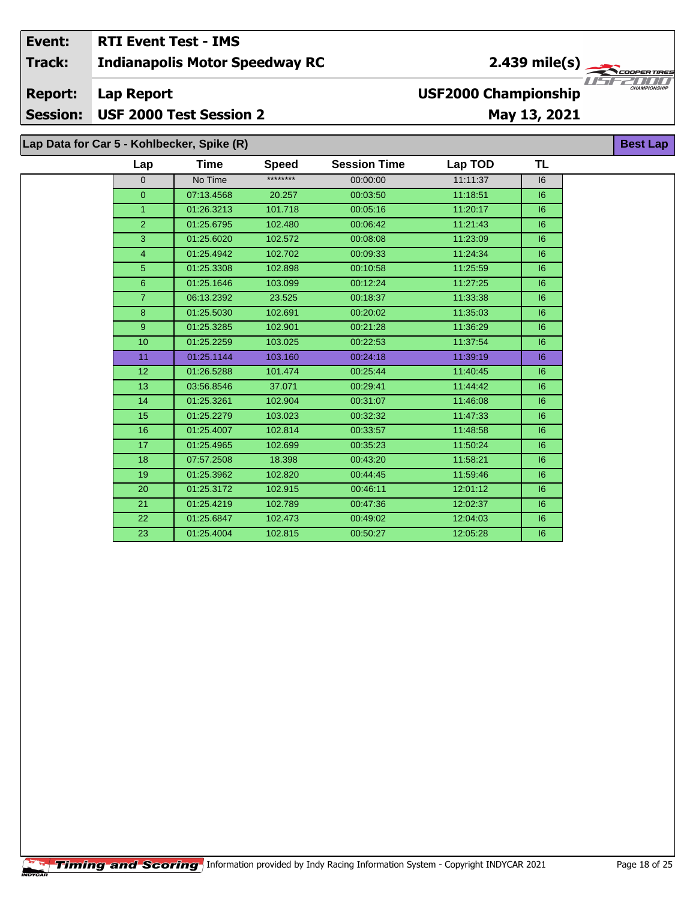| Event: | RTI Event Test - IMS | |
|---|---|---|
| Track: | Indianapolis Motor Speedway RC | 2.439 mile(s) |
| Report: | Lap Report | USF2000 Championship |
| Session: | USF 2000 Test Session 2 | May 13, 2021 |

**Lap Data for Car 5 - Kohlbecker, Spike (R)** — Best Lap

| Lap | Time | Speed | Session Time | Lap TOD | TL |
|---|---|---|---|---|---|
| 0 | No Time | ******** | 00:00:00 | 11:11:37 | I6 |
| 0 | 07:13.4568 | 20.257 | 00:03:50 | 11:18:51 | I6 |
| 1 | 01:26.3213 | 101.718 | 00:05:16 | 11:20:17 | I6 |
| 2 | 01:25.6795 | 102.480 | 00:06:42 | 11:21:43 | I6 |
| 3 | 01:25.6020 | 102.572 | 00:08:08 | 11:23:09 | I6 |
| 4 | 01:25.4942 | 102.702 | 00:09:33 | 11:24:34 | I6 |
| 5 | 01:25.3308 | 102.898 | 00:10:58 | 11:25:59 | I6 |
| 6 | 01:25.1646 | 103.099 | 00:12:24 | 11:27:25 | I6 |
| 7 | 06:13.2392 | 23.525 | 00:18:37 | 11:33:38 | I6 |
| 8 | 01:25.5030 | 102.691 | 00:20:02 | 11:35:03 | I6 |
| 9 | 01:25.3285 | 102.901 | 00:21:28 | 11:36:29 | I6 |
| 10 | 01:25.2259 | 103.025 | 00:22:53 | 11:37:54 | I6 |
| 11 | 01:25.1144 | 103.160 | 00:24:18 | 11:39:19 | I6 |
| 12 | 01:26.5288 | 101.474 | 00:25:44 | 11:40:45 | I6 |
| 13 | 03:56.8546 | 37.071 | 00:29:41 | 11:44:42 | I6 |
| 14 | 01:25.3261 | 102.904 | 00:31:07 | 11:46:08 | I6 |
| 15 | 01:25.2279 | 103.023 | 00:32:32 | 11:47:33 | I6 |
| 16 | 01:25.4007 | 102.814 | 00:33:57 | 11:48:58 | I6 |
| 17 | 01:25.4965 | 102.699 | 00:35:23 | 11:50:24 | I6 |
| 18 | 07:57.2508 | 18.398 | 00:43:20 | 11:58:21 | I6 |
| 19 | 01:25.3962 | 102.820 | 00:44:45 | 11:59:46 | I6 |
| 20 | 01:25.3172 | 102.915 | 00:46:11 | 12:01:12 | I6 |
| 21 | 01:25.4219 | 102.789 | 00:47:36 | 12:02:37 | I6 |
| 22 | 01:25.6847 | 102.473 | 00:49:02 | 12:04:03 | I6 |
| 23 | 01:25.4004 | 102.815 | 00:50:27 | 12:05:28 | I6 |

Timing and Scoring — Information provided by Indy Racing Information System - Copyright INDYCAR 2021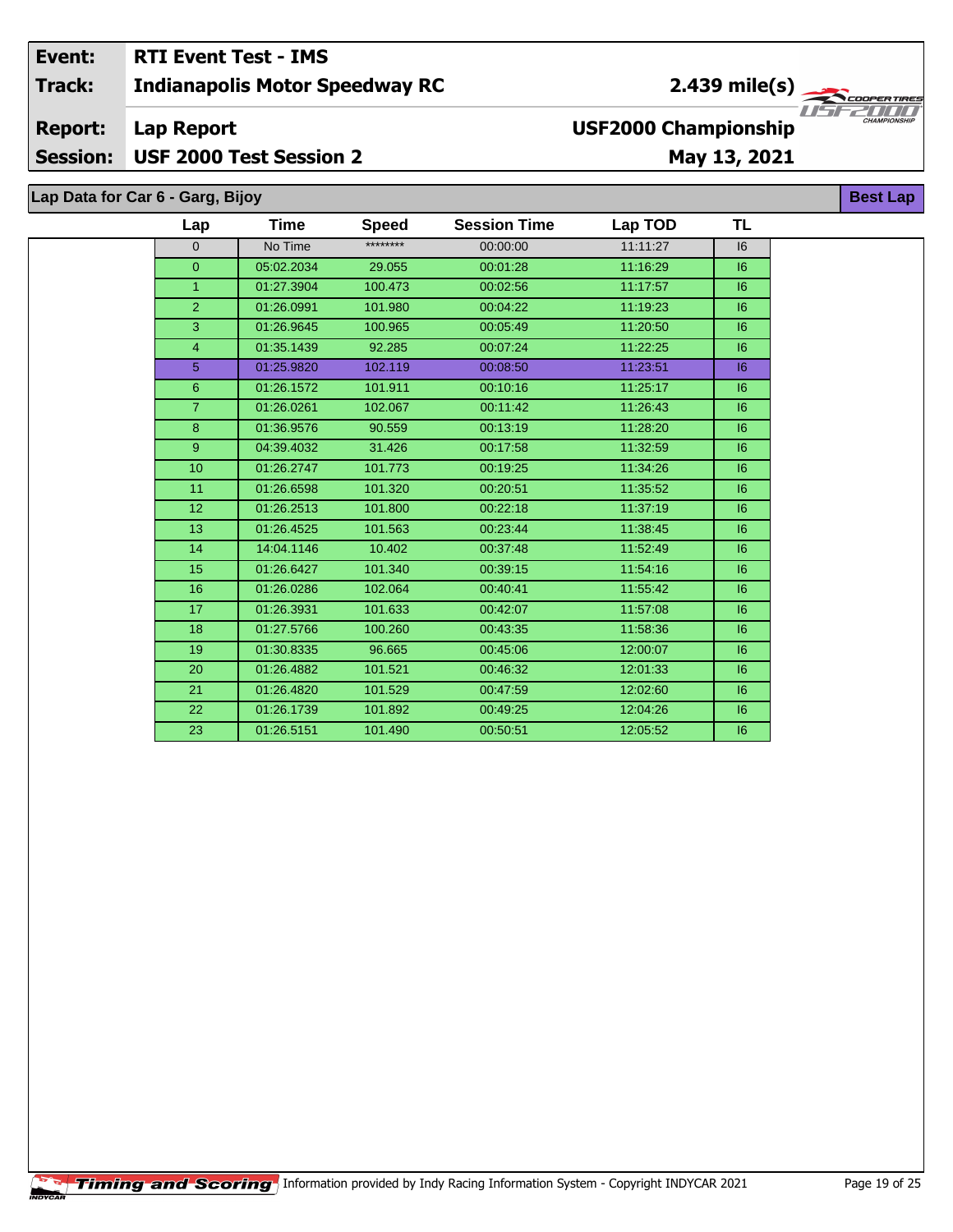| Event: | RTI Event Test - IMS | |
|---|---|---|
| Track: | Indianapolis Motor Speedway RC | 2.439 mile(s) |
| Report: | Lap Report | USF2000 Championship |
| Session: | USF 2000 Test Session 2 | May 13, 2021 |

**Lap Data for Car 6 - Garg, Bijoy** — **Best Lap**

| Lap | Time | Speed | Session Time | Lap TOD | TL |
|---|---|---|---|---|---|
| 0 | No Time | ******** | 00:00:00 | 11:11:27 | I6 |
| 0 | 05:02.2034 | 29.055 | 00:01:28 | 11:16:29 | I6 |
| 1 | 01:27.3904 | 100.473 | 00:02:56 | 11:17:57 | I6 |
| 2 | 01:26.0991 | 101.980 | 00:04:22 | 11:19:23 | I6 |
| 3 | 01:26.9645 | 100.965 | 00:05:49 | 11:20:50 | I6 |
| 4 | 01:35.1439 | 92.285 | 00:07:24 | 11:22:25 | I6 |
| 5 | 01:25.9820 | 102.119 | 00:08:50 | 11:23:51 | I6 |
| 6 | 01:26.1572 | 101.911 | 00:10:16 | 11:25:17 | I6 |
| 7 | 01:26.0261 | 102.067 | 00:11:42 | 11:26:43 | I6 |
| 8 | 01:36.9576 | 90.559 | 00:13:19 | 11:28:20 | I6 |
| 9 | 04:39.4032 | 31.426 | 00:17:58 | 11:32:59 | I6 |
| 10 | 01:26.2747 | 101.773 | 00:19:25 | 11:34:26 | I6 |
| 11 | 01:26.6598 | 101.320 | 00:20:51 | 11:35:52 | I6 |
| 12 | 01:26.2513 | 101.800 | 00:22:18 | 11:37:19 | I6 |
| 13 | 01:26.4525 | 101.563 | 00:23:44 | 11:38:45 | I6 |
| 14 | 14:04.1146 | 10.402 | 00:37:48 | 11:52:49 | I6 |
| 15 | 01:26.6427 | 101.340 | 00:39:15 | 11:54:16 | I6 |
| 16 | 01:26.0286 | 102.064 | 00:40:41 | 11:55:42 | I6 |
| 17 | 01:26.3931 | 101.633 | 00:42:07 | 11:57:08 | I6 |
| 18 | 01:27.5766 | 100.260 | 00:43:35 | 11:58:36 | I6 |
| 19 | 01:30.8335 | 96.665 | 00:45:06 | 12:00:07 | I6 |
| 20 | 01:26.4882 | 101.521 | 00:46:32 | 12:01:33 | I6 |
| 21 | 01:26.4820 | 101.529 | 00:47:59 | 12:02:60 | I6 |
| 22 | 01:26.1739 | 101.892 | 00:49:25 | 12:04:26 | I6 |
| 23 | 01:26.5151 | 101.490 | 00:50:51 | 12:05:52 | I6 |

Timing and Scoring — Information provided by Indy Racing Information System - Copyright INDYCAR 2021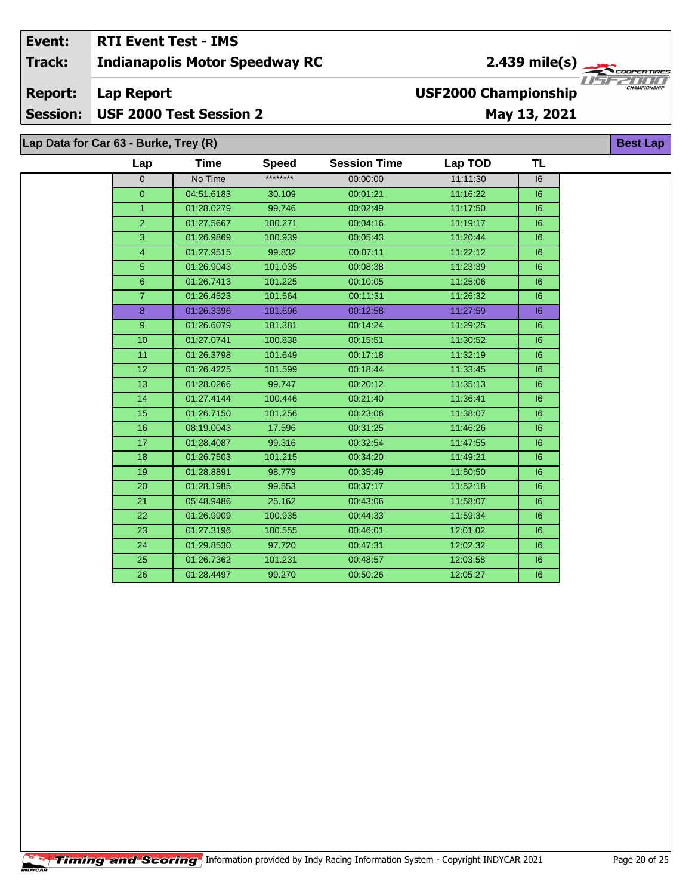| | |
|---|---|
| **Event:** | **RTI Event Test - IMS** |
| **Track:** | **Indianapolis Motor Speedway RC** |
| **Report:** | **Lap Report** |
| **Session:** | **USF 2000 Test Session 2** |

**2.439 mile(s)**

**USF2000 Championship**

**May 13, 2021**

## Lap Data for Car 63 - Burke, Trey (R)

**Best Lap**

| Lap | Time | Speed | Session Time | Lap TOD | TL |
|---|---|---|---|---|---|
| 0 | No Time | ******** | 00:00:00 | 11:11:30 | I6 |
| 0 | 04:51.6183 | 30.109 | 00:01:21 | 11:16:22 | I6 |
| 1 | 01:28.0279 | 99.746 | 00:02:49 | 11:17:50 | I6 |
| 2 | 01:27.5667 | 100.271 | 00:04:16 | 11:19:17 | I6 |
| 3 | 01:26.9869 | 100.939 | 00:05:43 | 11:20:44 | I6 |
| 4 | 01:27.9515 | 99.832 | 00:07:11 | 11:22:12 | I6 |
| 5 | 01:26.9043 | 101.035 | 00:08:38 | 11:23:39 | I6 |
| 6 | 01:26.7413 | 101.225 | 00:10:05 | 11:25:06 | I6 |
| 7 | 01:26.4523 | 101.564 | 00:11:31 | 11:26:32 | I6 |
| 8 | 01:26.3396 | 101.696 | 00:12:58 | 11:27:59 | I6 |
| 9 | 01:26.6079 | 101.381 | 00:14:24 | 11:29:25 | I6 |
| 10 | 01:27.0741 | 100.838 | 00:15:51 | 11:30:52 | I6 |
| 11 | 01:26.3798 | 101.649 | 00:17:18 | 11:32:19 | I6 |
| 12 | 01:26.4225 | 101.599 | 00:18:44 | 11:33:45 | I6 |
| 13 | 01:28.0266 | 99.747 | 00:20:12 | 11:35:13 | I6 |
| 14 | 01:27.4144 | 100.446 | 00:21:40 | 11:36:41 | I6 |
| 15 | 01:26.7150 | 101.256 | 00:23:06 | 11:38:07 | I6 |
| 16 | 08:19.0043 | 17.596 | 00:31:25 | 11:46:26 | I6 |
| 17 | 01:28.4087 | 99.316 | 00:32:54 | 11:47:55 | I6 |
| 18 | 01:26.7503 | 101.215 | 00:34:20 | 11:49:21 | I6 |
| 19 | 01:28.8891 | 98.779 | 00:35:49 | 11:50:50 | I6 |
| 20 | 01:28.1985 | 99.553 | 00:37:17 | 11:52:18 | I6 |
| 21 | 05:48.9486 | 25.162 | 00:43:06 | 11:58:07 | I6 |
| 22 | 01:26.9909 | 100.935 | 00:44:33 | 11:59:34 | I6 |
| 23 | 01:27.3196 | 100.555 | 00:46:01 | 12:01:02 | I6 |
| 24 | 01:29.8530 | 97.720 | 00:47:31 | 12:02:32 | I6 |
| 25 | 01:26.7362 | 101.231 | 00:48:57 | 12:03:58 | I6 |
| 26 | 01:28.4497 | 99.270 | 00:50:26 | 12:05:27 | I6 |

Timing and Scoring Information provided by Indy Racing Information System - Copyright INDYCAR 2021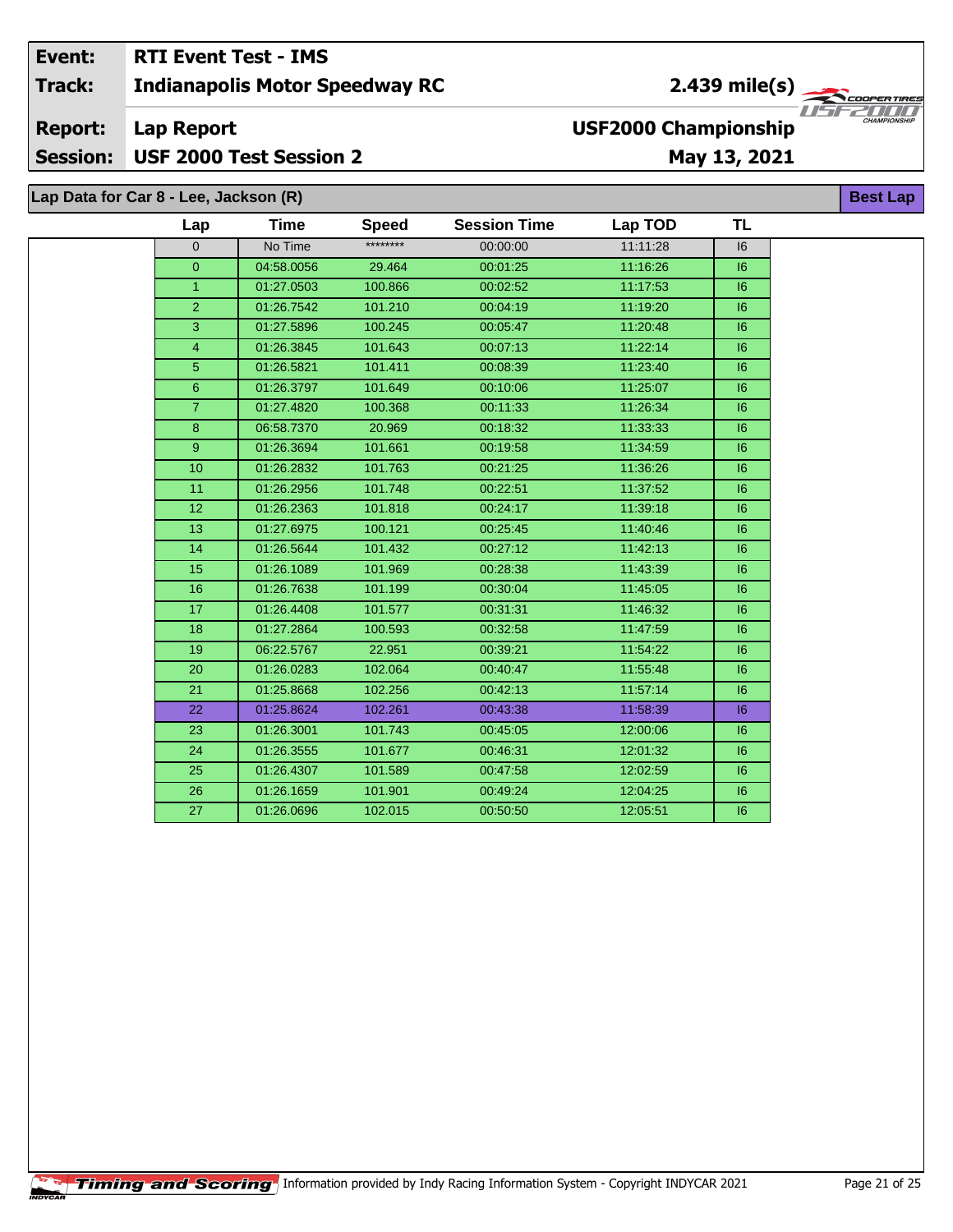| | |
|---|---|
| **Event:** | **RTI Event Test - IMS** |
| **Track:** | **Indianapolis Motor Speedway RC** |
| **Report:** | **Lap Report** |
| **Session:** | **USF 2000 Test Session 2** |

**2.439 mile(s)**

**USF2000 Championship**

**May 13, 2021**

**Lap Data for Car 8 - Lee, Jackson (R)**

**Best Lap**

| Lap | Time | Speed | Session Time | Lap TOD | TL |
|---|---|---|---|---|---|
| 0 | No Time | ******** | 00:00:00 | 11:11:28 | I6 |
| 0 | 04:58.0056 | 29.464 | 00:01:25 | 11:16:26 | I6 |
| 1 | 01:27.0503 | 100.866 | 00:02:52 | 11:17:53 | I6 |
| 2 | 01:26.7542 | 101.210 | 00:04:19 | 11:19:20 | I6 |
| 3 | 01:27.5896 | 100.245 | 00:05:47 | 11:20:48 | I6 |
| 4 | 01:26.3845 | 101.643 | 00:07:13 | 11:22:14 | I6 |
| 5 | 01:26.5821 | 101.411 | 00:08:39 | 11:23:40 | I6 |
| 6 | 01:26.3797 | 101.649 | 00:10:06 | 11:25:07 | I6 |
| 7 | 01:27.4820 | 100.368 | 00:11:33 | 11:26:34 | I6 |
| 8 | 06:58.7370 | 20.969 | 00:18:32 | 11:33:33 | I6 |
| 9 | 01:26.3694 | 101.661 | 00:19:58 | 11:34:59 | I6 |
| 10 | 01:26.2832 | 101.763 | 00:21:25 | 11:36:26 | I6 |
| 11 | 01:26.2956 | 101.748 | 00:22:51 | 11:37:52 | I6 |
| 12 | 01:26.2363 | 101.818 | 00:24:17 | 11:39:18 | I6 |
| 13 | 01:27.6975 | 100.121 | 00:25:45 | 11:40:46 | I6 |
| 14 | 01:26.5644 | 101.432 | 00:27:12 | 11:42:13 | I6 |
| 15 | 01:26.1089 | 101.969 | 00:28:38 | 11:43:39 | I6 |
| 16 | 01:26.7638 | 101.199 | 00:30:04 | 11:45:05 | I6 |
| 17 | 01:26.4408 | 101.577 | 00:31:31 | 11:46:32 | I6 |
| 18 | 01:27.2864 | 100.593 | 00:32:58 | 11:47:59 | I6 |
| 19 | 06:22.5767 | 22.951 | 00:39:21 | 11:54:22 | I6 |
| 20 | 01:26.0283 | 102.064 | 00:40:47 | 11:55:48 | I6 |
| 21 | 01:25.8668 | 102.256 | 00:42:13 | 11:57:14 | I6 |
| 22 | 01:25.8624 | 102.261 | 00:43:38 | 11:58:39 | I6 |
| 23 | 01:26.3001 | 101.743 | 00:45:05 | 12:00:06 | I6 |
| 24 | 01:26.3555 | 101.677 | 00:46:31 | 12:01:32 | I6 |
| 25 | 01:26.4307 | 101.589 | 00:47:58 | 12:02:59 | I6 |
| 26 | 01:26.1659 | 101.901 | 00:49:24 | 12:04:25 | I6 |
| 27 | 01:26.0696 | 102.015 | 00:50:50 | 12:05:51 | I6 |

Information provided by Indy Racing Information System - Copyright INDYCAR 2021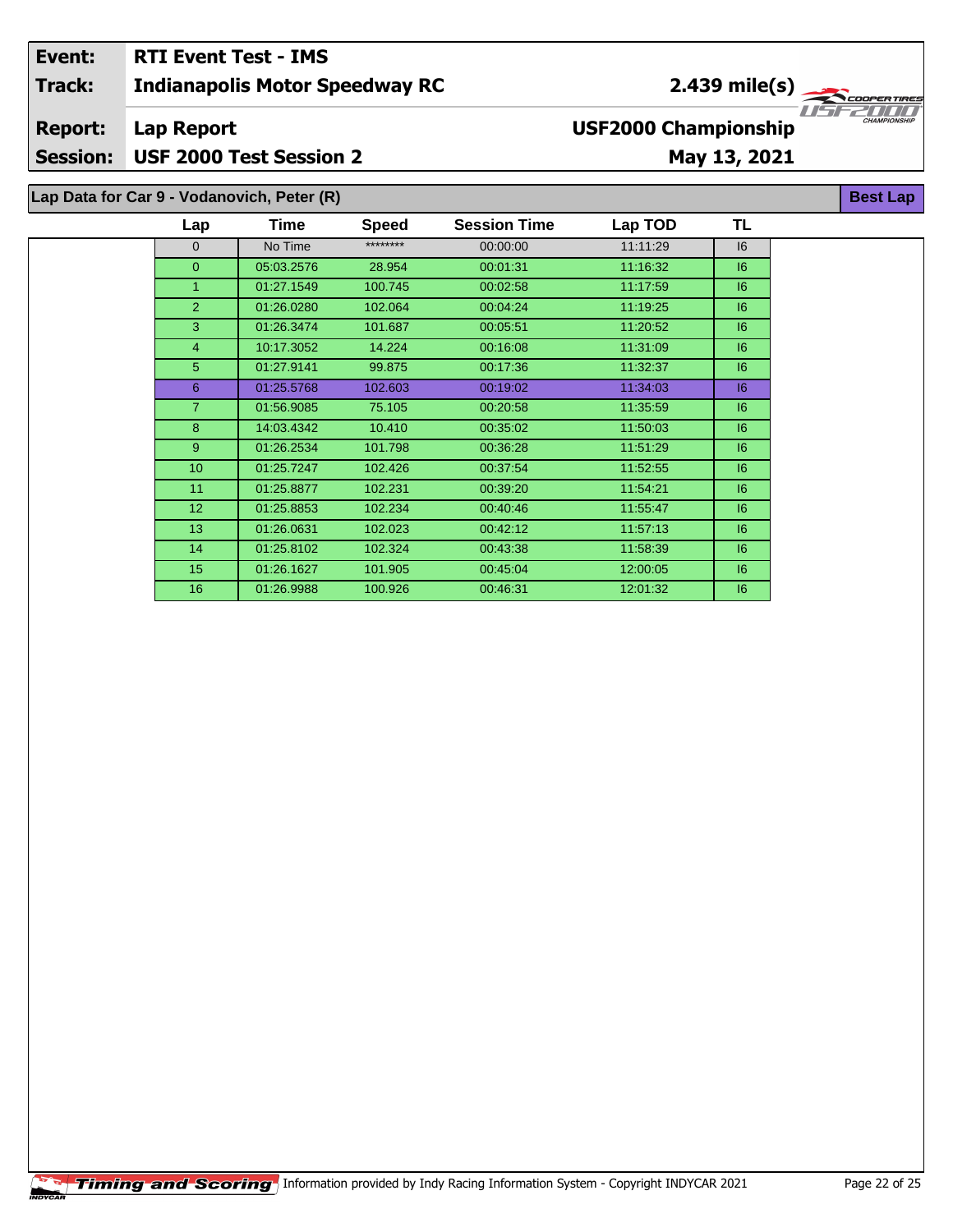| Event: | RTI Event Test - IMS | |
|---|---|---|
| Track: | Indianapolis Motor Speedway RC | 2.439 mile(s) |
| Report: | Lap Report | USF2000 Championship |
| Session: | USF 2000 Test Session 2 | May 13, 2021 |

## Lap Data for Car 9 - Vodanovich, Peter (R)

**Best Lap**

| Lap | Time | Speed | Session Time | Lap TOD | TL |
|---|---|---|---|---|---|
| 0 | No Time | ******** | 00:00:00 | 11:11:29 | I6 |
| 0 | 05:03.2576 | 28.954 | 00:01:31 | 11:16:32 | I6 |
| 1 | 01:27.1549 | 100.745 | 00:02:58 | 11:17:59 | I6 |
| 2 | 01:26.0280 | 102.064 | 00:04:24 | 11:19:25 | I6 |
| 3 | 01:26.3474 | 101.687 | 00:05:51 | 11:20:52 | I6 |
| 4 | 10:17.3052 | 14.224 | 00:16:08 | 11:31:09 | I6 |
| 5 | 01:27.9141 | 99.875 | 00:17:36 | 11:32:37 | I6 |
| 6 | 01:25.5768 | 102.603 | 00:19:02 | 11:34:03 | I6 |
| 7 | 01:56.9085 | 75.105 | 00:20:58 | 11:35:59 | I6 |
| 8 | 14:03.4342 | 10.410 | 00:35:02 | 11:50:03 | I6 |
| 9 | 01:26.2534 | 101.798 | 00:36:28 | 11:51:29 | I6 |
| 10 | 01:25.7247 | 102.426 | 00:37:54 | 11:52:55 | I6 |
| 11 | 01:25.8877 | 102.231 | 00:39:20 | 11:54:21 | I6 |
| 12 | 01:25.8853 | 102.234 | 00:40:46 | 11:55:47 | I6 |
| 13 | 01:26.0631 | 102.023 | 00:42:12 | 11:57:13 | I6 |
| 14 | 01:25.8102 | 102.324 | 00:43:38 | 11:58:39 | I6 |
| 15 | 01:26.1627 | 101.905 | 00:45:04 | 12:00:05 | I6 |
| 16 | 01:26.9988 | 100.926 | 00:46:31 | 12:01:32 | I6 |

Timing and Scoring Information provided by Indy Racing Information System - Copyright INDYCAR 2021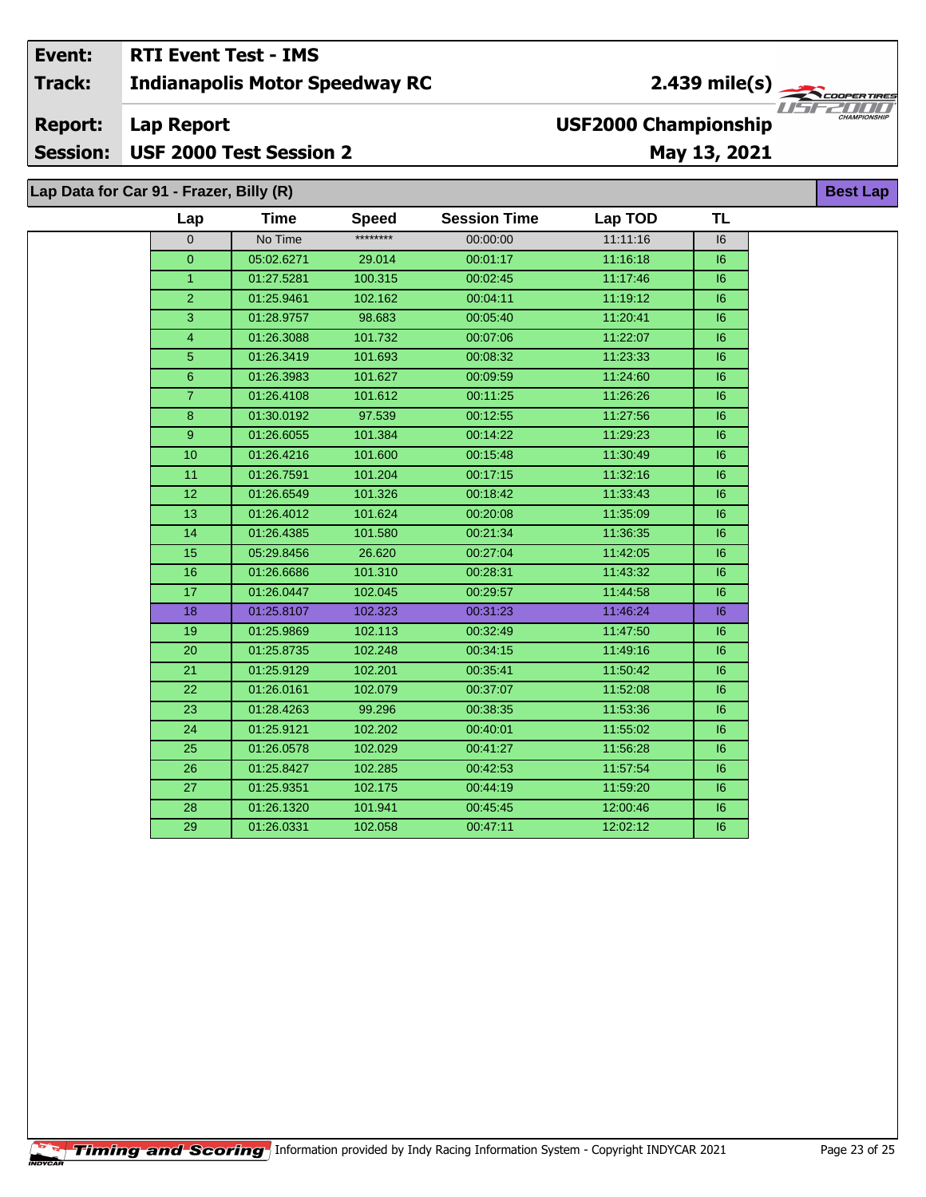| **Event:** | **RTI Event Test - IMS** | |
|---|---|---|
| **Track:** | **Indianapolis Motor Speedway RC** | **2.439 mile(s)** |
| **Report:** | **Lap Report** | **USF2000 Championship** |
| **Session:** | **USF 2000 Test Session 2** | **May 13, 2021** |

## Lap Data for Car 91 - Frazer, Billy (R)

**Best Lap**

| Lap | Time | Speed | Session Time | Lap TOD | TL |
|---|---|---|---|---|---|
| 0 | No Time | ******** | 00:00:00 | 11:11:16 | I6 |
| 0 | 05:02.6271 | 29.014 | 00:01:17 | 11:16:18 | I6 |
| 1 | 01:27.5281 | 100.315 | 00:02:45 | 11:17:46 | I6 |
| 2 | 01:25.9461 | 102.162 | 00:04:11 | 11:19:12 | I6 |
| 3 | 01:28.9757 | 98.683 | 00:05:40 | 11:20:41 | I6 |
| 4 | 01:26.3088 | 101.732 | 00:07:06 | 11:22:07 | I6 |
| 5 | 01:26.3419 | 101.693 | 00:08:32 | 11:23:33 | I6 |
| 6 | 01:26.3983 | 101.627 | 00:09:59 | 11:24:60 | I6 |
| 7 | 01:26.4108 | 101.612 | 00:11:25 | 11:26:26 | I6 |
| 8 | 01:30.0192 | 97.539 | 00:12:55 | 11:27:56 | I6 |
| 9 | 01:26.6055 | 101.384 | 00:14:22 | 11:29:23 | I6 |
| 10 | 01:26.4216 | 101.600 | 00:15:48 | 11:30:49 | I6 |
| 11 | 01:26.7591 | 101.204 | 00:17:15 | 11:32:16 | I6 |
| 12 | 01:26.6549 | 101.326 | 00:18:42 | 11:33:43 | I6 |
| 13 | 01:26.4012 | 101.624 | 00:20:08 | 11:35:09 | I6 |
| 14 | 01:26.4385 | 101.580 | 00:21:34 | 11:36:35 | I6 |
| 15 | 05:29.8456 | 26.620 | 00:27:04 | 11:42:05 | I6 |
| 16 | 01:26.6686 | 101.310 | 00:28:31 | 11:43:32 | I6 |
| 17 | 01:26.0447 | 102.045 | 00:29:57 | 11:44:58 | I6 |
| 18 | 01:25.8107 | 102.323 | 00:31:23 | 11:46:24 | I6 |
| 19 | 01:25.9869 | 102.113 | 00:32:49 | 11:47:50 | I6 |
| 20 | 01:25.8735 | 102.248 | 00:34:15 | 11:49:16 | I6 |
| 21 | 01:25.9129 | 102.201 | 00:35:41 | 11:50:42 | I6 |
| 22 | 01:26.0161 | 102.079 | 00:37:07 | 11:52:08 | I6 |
| 23 | 01:28.4263 | 99.296 | 00:38:35 | 11:53:36 | I6 |
| 24 | 01:25.9121 | 102.202 | 00:40:01 | 11:55:02 | I6 |
| 25 | 01:26.0578 | 102.029 | 00:41:27 | 11:56:28 | I6 |
| 26 | 01:25.8427 | 102.285 | 00:42:53 | 11:57:54 | I6 |
| 27 | 01:25.9351 | 102.175 | 00:44:19 | 11:59:20 | I6 |
| 28 | 01:26.1320 | 101.941 | 00:45:45 | 12:00:46 | I6 |
| 29 | 01:26.0331 | 102.058 | 00:47:11 | 12:02:12 | I6 |

Information provided by Indy Racing Information System - Copyright INDYCAR 2021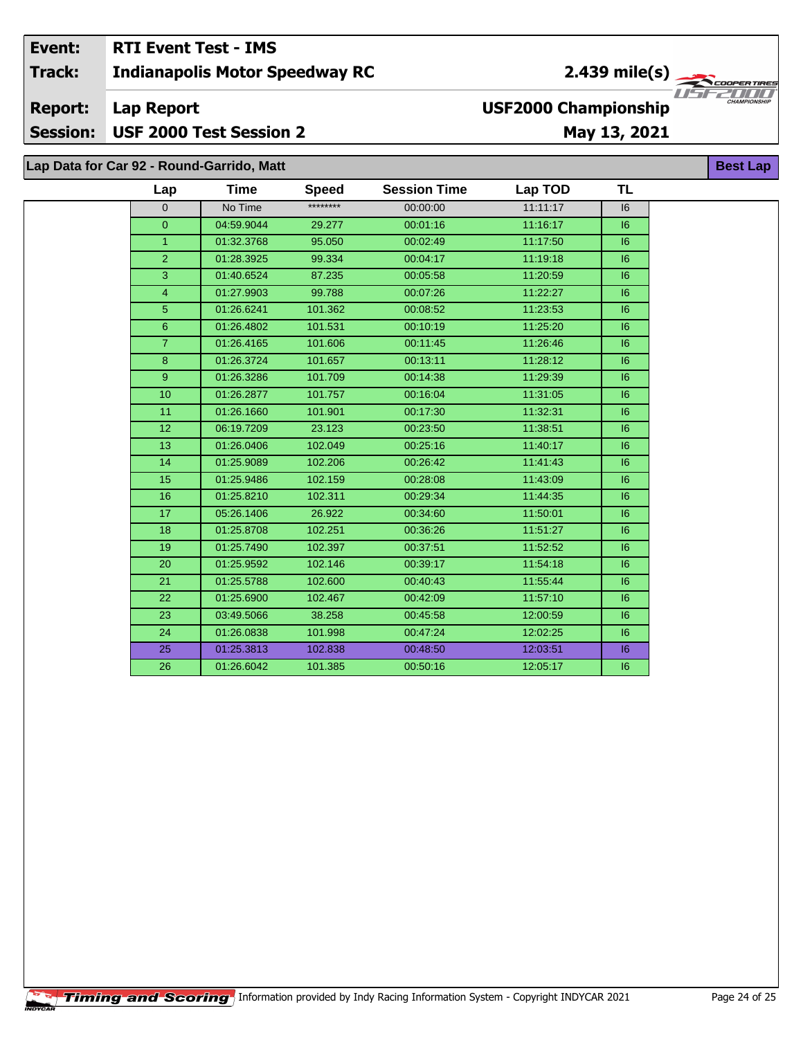| Event: | RTI Event Test - IMS | |
|---|---|---|
| Track: | Indianapolis Motor Speedway RC | 2.439 mile(s) |
| Report: | Lap Report | USF2000 Championship |
| Session: | USF 2000 Test Session 2 | May 13, 2021 |

**Lap Data for Car 92 - Round-Garrido, Matt** — Best Lap

| Lap | Time | Speed | Session Time | Lap TOD | TL |
|---|---|---|---|---|---|
| 0 | No Time | ******** | 00:00:00 | 11:11:17 | I6 |
| 0 | 04:59.9044 | 29.277 | 00:01:16 | 11:16:17 | I6 |
| 1 | 01:32.3768 | 95.050 | 00:02:49 | 11:17:50 | I6 |
| 2 | 01:28.3925 | 99.334 | 00:04:17 | 11:19:18 | I6 |
| 3 | 01:40.6524 | 87.235 | 00:05:58 | 11:20:59 | I6 |
| 4 | 01:27.9903 | 99.788 | 00:07:26 | 11:22:27 | I6 |
| 5 | 01:26.6241 | 101.362 | 00:08:52 | 11:23:53 | I6 |
| 6 | 01:26.4802 | 101.531 | 00:10:19 | 11:25:20 | I6 |
| 7 | 01:26.4165 | 101.606 | 00:11:45 | 11:26:46 | I6 |
| 8 | 01:26.3724 | 101.657 | 00:13:11 | 11:28:12 | I6 |
| 9 | 01:26.3286 | 101.709 | 00:14:38 | 11:29:39 | I6 |
| 10 | 01:26.2877 | 101.757 | 00:16:04 | 11:31:05 | I6 |
| 11 | 01:26.1660 | 101.901 | 00:17:30 | 11:32:31 | I6 |
| 12 | 06:19.7209 | 23.123 | 00:23:50 | 11:38:51 | I6 |
| 13 | 01:26.0406 | 102.049 | 00:25:16 | 11:40:17 | I6 |
| 14 | 01:25.9089 | 102.206 | 00:26:42 | 11:41:43 | I6 |
| 15 | 01:25.9486 | 102.159 | 00:28:08 | 11:43:09 | I6 |
| 16 | 01:25.8210 | 102.311 | 00:29:34 | 11:44:35 | I6 |
| 17 | 05:26.1406 | 26.922 | 00:34:60 | 11:50:01 | I6 |
| 18 | 01:25.8708 | 102.251 | 00:36:26 | 11:51:27 | I6 |
| 19 | 01:25.7490 | 102.397 | 00:37:51 | 11:52:52 | I6 |
| 20 | 01:25.9592 | 102.146 | 00:39:17 | 11:54:18 | I6 |
| 21 | 01:25.5788 | 102.600 | 00:40:43 | 11:55:44 | I6 |
| 22 | 01:25.6900 | 102.467 | 00:42:09 | 11:57:10 | I6 |
| 23 | 03:49.5066 | 38.258 | 00:45:58 | 12:00:59 | I6 |
| 24 | 01:26.0838 | 101.998 | 00:47:24 | 12:02:25 | I6 |
| **25** | **01:25.3813** | **102.838** | **00:48:50** | **12:03:51** | **I6** |
| 26 | 01:26.6042 | 101.385 | 00:50:16 | 12:05:17 | I6 |

Timing and Scoring — Information provided by Indy Racing Information System - Copyright INDYCAR 2021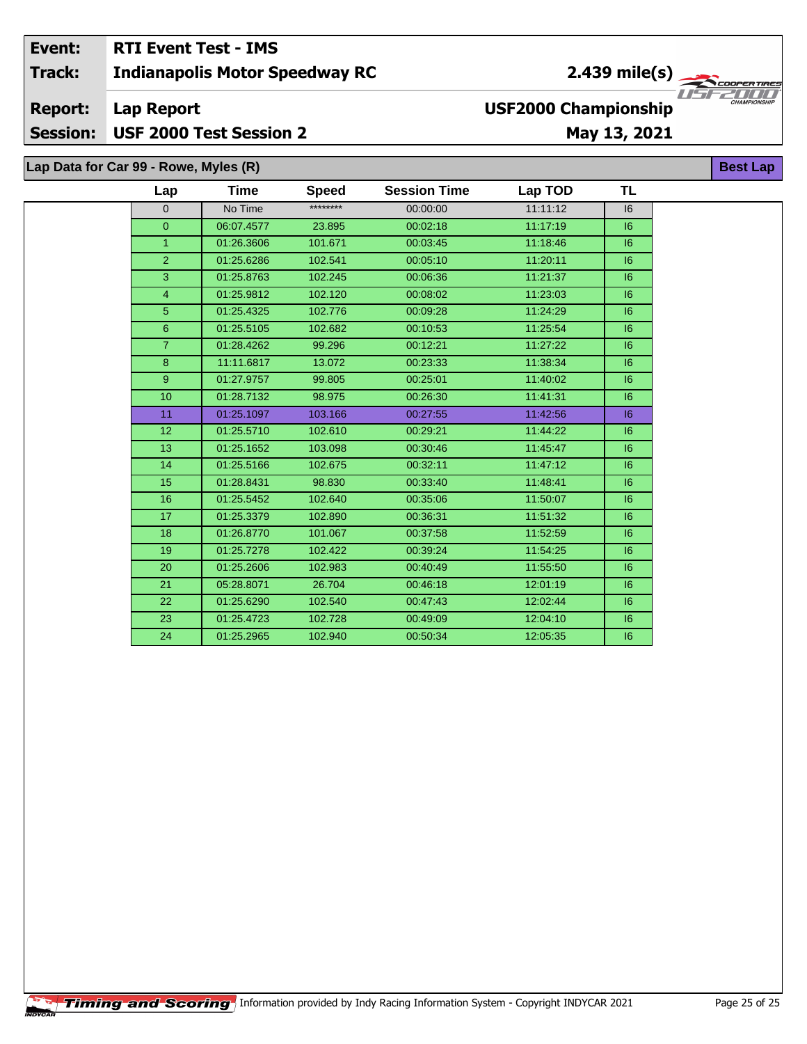| | |
|---|---|
| **Event:** | **RTI Event Test - IMS** |
| **Track:** | **Indianapolis Motor Speedway RC** |
| **Report:** | **Lap Report** |
| **Session:** | **USF 2000 Test Session 2** |

**2.439 mile(s)**

**USF2000 Championship**

**May 13, 2021**

## Lap Data for Car 99 - Rowe, Myles (R)

**Best Lap**

| Lap | Time | Speed | Session Time | Lap TOD | TL |
|---|---|---|---|---|---|
| 0 | No Time | ******** | 00:00:00 | 11:11:12 | I6 |
| 0 | 06:07.4577 | 23.895 | 00:02:18 | 11:17:19 | I6 |
| 1 | 01:26.3606 | 101.671 | 00:03:45 | 11:18:46 | I6 |
| 2 | 01:25.6286 | 102.541 | 00:05:10 | 11:20:11 | I6 |
| 3 | 01:25.8763 | 102.245 | 00:06:36 | 11:21:37 | I6 |
| 4 | 01:25.9812 | 102.120 | 00:08:02 | 11:23:03 | I6 |
| 5 | 01:25.4325 | 102.776 | 00:09:28 | 11:24:29 | I6 |
| 6 | 01:25.5105 | 102.682 | 00:10:53 | 11:25:54 | I6 |
| 7 | 01:28.4262 | 99.296 | 00:12:21 | 11:27:22 | I6 |
| 8 | 11:11.6817 | 13.072 | 00:23:33 | 11:38:34 | I6 |
| 9 | 01:27.9757 | 99.805 | 00:25:01 | 11:40:02 | I6 |
| 10 | 01:28.7132 | 98.975 | 00:26:30 | 11:41:31 | I6 |
| 11 | 01:25.1097 | 103.166 | 00:27:55 | 11:42:56 | I6 |
| 12 | 01:25.5710 | 102.610 | 00:29:21 | 11:44:22 | I6 |
| 13 | 01:25.1652 | 103.098 | 00:30:46 | 11:45:47 | I6 |
| 14 | 01:25.5166 | 102.675 | 00:32:11 | 11:47:12 | I6 |
| 15 | 01:28.8431 | 98.830 | 00:33:40 | 11:48:41 | I6 |
| 16 | 01:25.5452 | 102.640 | 00:35:06 | 11:50:07 | I6 |
| 17 | 01:25.3379 | 102.890 | 00:36:31 | 11:51:32 | I6 |
| 18 | 01:26.8770 | 101.067 | 00:37:58 | 11:52:59 | I6 |
| 19 | 01:25.7278 | 102.422 | 00:39:24 | 11:54:25 | I6 |
| 20 | 01:25.2606 | 102.983 | 00:40:49 | 11:55:50 | I6 |
| 21 | 05:28.8071 | 26.704 | 00:46:18 | 12:01:19 | I6 |
| 22 | 01:25.6290 | 102.540 | 00:47:43 | 12:02:44 | I6 |
| 23 | 01:25.4723 | 102.728 | 00:49:09 | 12:04:10 | I6 |
| 24 | 01:25.2965 | 102.940 | 00:50:34 | 12:05:35 | I6 |

Timing and Scoring Information provided by Indy Racing Information System - Copyright INDYCAR 2021